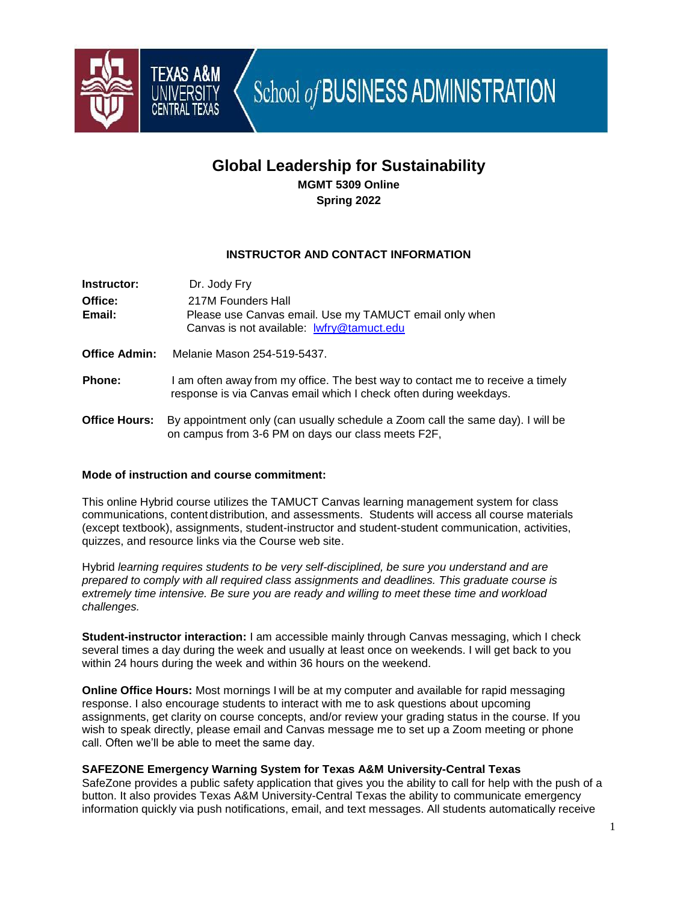# Global Leadership for Sustainability

**MGMT 5309 Online**
**Spring 2022**

## INSTRUCTOR AND CONTACT INFORMATION

**Instructor:** Dr. Jody Fry

**Office:** 217M Founders Hall

**Email:** Please use Canvas email. Use my TAMUCT email only when Canvas is not available: lwfry@tamuct.edu

**Office Admin:** Melanie Mason 254-519-5437.

**Phone:** I am often away from my office. The best way to contact me to receive a timely response is via Canvas email which I check often during weekdays.

**Office Hours:** By appointment only (can usually schedule a Zoom call the same day). I will be on campus from 3-6 PM on days our class meets F2F,

**Mode of instruction and course commitment:**

This online Hybrid course utilizes the TAMUCT Canvas learning management system for class communications, content distribution, and assessments. Students will access all course materials (except textbook), assignments, student-instructor and student-student communication, activities, quizzes, and resource links via the Course web site.

Hybrid *learning requires students to be very self-disciplined, be sure you understand and are prepared to comply with all required class assignments and deadlines. This graduate course is extremely time intensive. Be sure you are ready and willing to meet these time and workload challenges.*

**Student-instructor interaction:** I am accessible mainly through Canvas messaging, which I check several times a day during the week and usually at least once on weekends. I will get back to you within 24 hours during the week and within 36 hours on the weekend.

**Online Office Hours:** Most mornings I will be at my computer and available for rapid messaging response. I also encourage students to interact with me to ask questions about upcoming assignments, get clarity on course concepts, and/or review your grading status in the course. If you wish to speak directly, please email and Canvas message me to set up a Zoom meeting or phone call. Often we'll be able to meet the same day.

**SAFEZONE Emergency Warning System for Texas A&M University-Central Texas**

SafeZone provides a public safety application that gives you the ability to call for help with the push of a button. It also provides Texas A&M University-Central Texas the ability to communicate emergency information quickly via push notifications, email, and text messages. All students automatically receive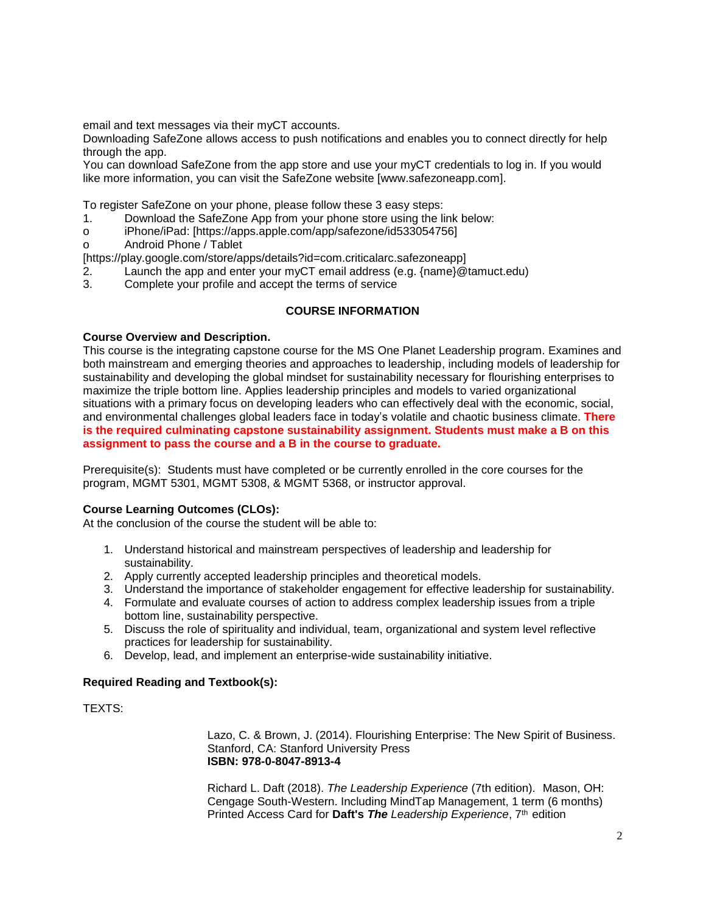email and text messages via their myCT accounts.
Downloading SafeZone allows access to push notifications and enables you to connect directly for help through the app.
You can download SafeZone from the app store and use your myCT credentials to log in. If you would like more information, you can visit the SafeZone website [www.safezoneapp.com].

To register SafeZone on your phone, please follow these 3 easy steps:

1. Download the SafeZone App from your phone store using the link below:
   - iPhone/iPad: [https://apps.apple.com/app/safezone/id533054756]
   - Android Phone / Tablet [https://play.google.com/store/apps/details?id=com.criticalarc.safezoneapp]
2. Launch the app and enter your myCT email address (e.g. {name}@tamuct.edu)
3. Complete your profile and accept the terms of service

## COURSE INFORMATION

**Course Overview and Description.**
This course is the integrating capstone course for the MS One Planet Leadership program. Examines and both mainstream and emerging theories and approaches to leadership, including models of leadership for sustainability and developing the global mindset for sustainability necessary for flourishing enterprises to maximize the triple bottom line. Applies leadership principles and models to varied organizational situations with a primary focus on developing leaders who can effectively deal with the economic, social, and environmental challenges global leaders face in today's volatile and chaotic business climate. **There is the required culminating capstone sustainability assignment. Students must make a B on this assignment to pass the course and a B in the course to graduate.**

Prerequisite(s): Students must have completed or be currently enrolled in the core courses for the program, MGMT 5301, MGMT 5308, & MGMT 5368, or instructor approval.

**Course Learning Outcomes (CLOs):**
At the conclusion of the course the student will be able to:

1. Understand historical and mainstream perspectives of leadership and leadership for sustainability.
2. Apply currently accepted leadership principles and theoretical models.
3. Understand the importance of stakeholder engagement for effective leadership for sustainability.
4. Formulate and evaluate courses of action to address complex leadership issues from a triple bottom line, sustainability perspective.
5. Discuss the role of spirituality and individual, team, organizational and system level reflective practices for leadership for sustainability.
6. Develop, lead, and implement an enterprise-wide sustainability initiative.

**Required Reading and Textbook(s):**

TEXTS:

Lazo, C. & Brown, J. (2014). Flourishing Enterprise: The New Spirit of Business. Stanford, CA: Stanford University Press
**ISBN: 978-0-8047-8913-4**

Richard L. Daft (2018). *The Leadership Experience* (7th edition). Mason, OH: Cengage South-Western. Including MindTap Management, 1 term (6 months) Printed Access Card for **Daft's *The*** *Leadership Experience*, 7th edition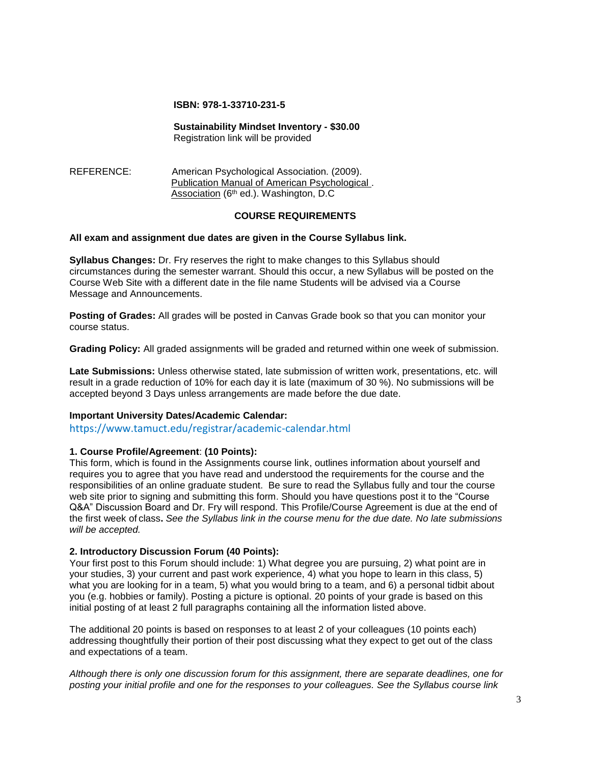**ISBN: 978-1-33710-231-5**

**Sustainability Mindset Inventory - $30.00**
Registration link will be provided

REFERENCE: American Psychological Association. (2009). Publication Manual of American Psychological . Association (6th ed.). Washington, D.C

## COURSE REQUIREMENTS

**All exam and assignment due dates are given in the Course Syllabus link.**

**Syllabus Changes:** Dr. Fry reserves the right to make changes to this Syllabus should circumstances during the semester warrant. Should this occur, a new Syllabus will be posted on the Course Web Site with a different date in the file name Students will be advised via a Course Message and Announcements.

**Posting of Grades:** All grades will be posted in Canvas Grade book so that you can monitor your course status.

**Grading Policy:** All graded assignments will be graded and returned within one week of submission.

**Late Submissions:** Unless otherwise stated, late submission of written work, presentations, etc. will result in a grade reduction of 10% for each day it is late (maximum of 30 %). No submissions will be accepted beyond 3 Days unless arrangements are made before the due date.

**Important University Dates/Academic Calendar:**
https://www.tamuct.edu/registrar/academic-calendar.html

**1. Course Profile/Agreement**: **(10 Points):**
This form, which is found in the Assignments course link, outlines information about yourself and requires you to agree that you have read and understood the requirements for the course and the responsibilities of an online graduate student. Be sure to read the Syllabus fully and tour the course web site prior to signing and submitting this form. Should you have questions post it to the "Course Q&A" Discussion Board and Dr. Fry will respond. This Profile/Course Agreement is due at the end of the first week of class**.** *See the Syllabus link in the course menu for the due date. No late submissions will be accepted.*

**2. Introductory Discussion Forum (40 Points):**
Your first post to this Forum should include: 1) What degree you are pursuing, 2) what point are in your studies, 3) your current and past work experience, 4) what you hope to learn in this class, 5) what you are looking for in a team, 5) what you would bring to a team, and 6) a personal tidbit about you (e.g. hobbies or family). Posting a picture is optional. 20 points of your grade is based on this initial posting of at least 2 full paragraphs containing all the information listed above.

The additional 20 points is based on responses to at least 2 of your colleagues (10 points each) addressing thoughtfully their portion of their post discussing what they expect to get out of the class and expectations of a team.

*Although there is only one discussion forum for this assignment, there are separate deadlines, one for posting your initial profile and one for the responses to your colleagues. See the Syllabus course link*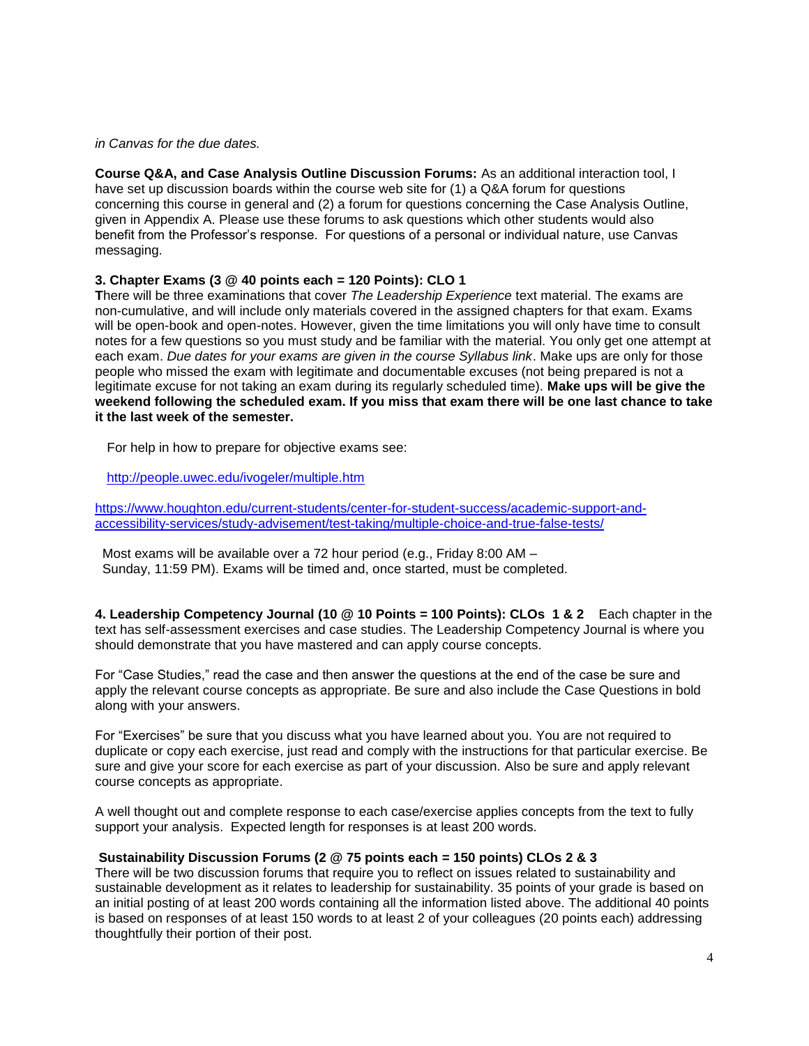*in Canvas for the due dates.*

**Course Q&A, and Case Analysis Outline Discussion Forums:** As an additional interaction tool, I have set up discussion boards within the course web site for (1) a Q&A forum for questions concerning this course in general and (2) a forum for questions concerning the Case Analysis Outline, given in Appendix A. Please use these forums to ask questions which other students would also benefit from the Professor's response. For questions of a personal or individual nature, use Canvas messaging.

**3. Chapter Exams (3 @ 40 points each = 120 Points): CLO 1**

**T**here will be three examinations that cover *The Leadership Experience* text material. The exams are non-cumulative, and will include only materials covered in the assigned chapters for that exam. Exams will be open-book and open-notes. However, given the time limitations you will only have time to consult notes for a few questions so you must study and be familiar with the material. You only get one attempt at each exam. *Due dates for your exams are given in the course Syllabus link*. Make ups are only for those people who missed the exam with legitimate and documentable excuses (not being prepared is not a legitimate excuse for not taking an exam during its regularly scheduled time). **Make ups will be give the weekend following the scheduled exam. If you miss that exam there will be one last chance to take it the last week of the semester.**

For help in how to prepare for objective exams see:

http://people.uwec.edu/ivogeler/multiple.htm

https://www.houghton.edu/current-students/center-for-student-success/academic-support-and-accessibility-services/study-advisement/test-taking/multiple-choice-and-true-false-tests/

Most exams will be available over a 72 hour period (e.g., Friday 8:00 AM – Sunday, 11:59 PM). Exams will be timed and, once started, must be completed.

**4. Leadership Competency Journal (10 @ 10 Points = 100 Points): CLOs 1 & 2** Each chapter in the text has self-assessment exercises and case studies. The Leadership Competency Journal is where you should demonstrate that you have mastered and can apply course concepts.

For "Case Studies," read the case and then answer the questions at the end of the case be sure and apply the relevant course concepts as appropriate. Be sure and also include the Case Questions in bold along with your answers.

For "Exercises" be sure that you discuss what you have learned about you. You are not required to duplicate or copy each exercise, just read and comply with the instructions for that particular exercise. Be sure and give your score for each exercise as part of your discussion. Also be sure and apply relevant course concepts as appropriate.

A well thought out and complete response to each case/exercise applies concepts from the text to fully support your analysis. Expected length for responses is at least 200 words.

**Sustainability Discussion Forums (2 @ 75 points each = 150 points) CLOs 2 & 3**

There will be two discussion forums that require you to reflect on issues related to sustainability and sustainable development as it relates to leadership for sustainability. 35 points of your grade is based on an initial posting of at least 200 words containing all the information listed above. The additional 40 points is based on responses of at least 150 words to at least 2 of your colleagues (20 points each) addressing thoughtfully their portion of their post.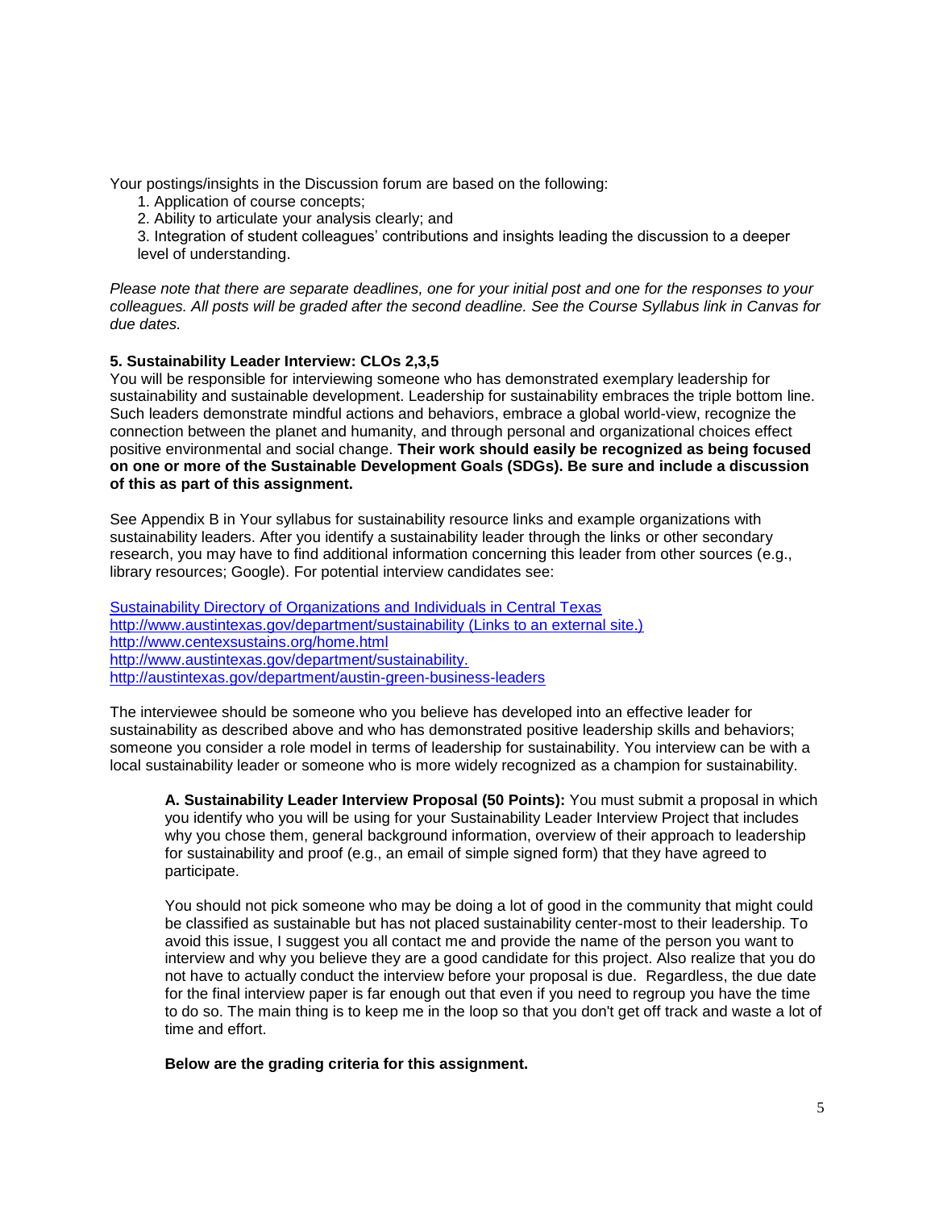Your postings/insights in the Discussion forum are based on the following:

1. Application of course concepts;
2. Ability to articulate your analysis clearly; and
3. Integration of student colleagues' contributions and insights leading the discussion to a deeper level of understanding.

*Please note that there are separate deadlines, one for your initial post and one for the responses to your colleagues. All posts will be graded after the second deadline. See the Course Syllabus link in Canvas for due dates.*

**5. Sustainability Leader Interview: CLOs 2,3,5**

You will be responsible for interviewing someone who has demonstrated exemplary leadership for sustainability and sustainable development. Leadership for sustainability embraces the triple bottom line. Such leaders demonstrate mindful actions and behaviors, embrace a global world-view, recognize the connection between the planet and humanity, and through personal and organizational choices effect positive environmental and social change. **Their work should easily be recognized as being focused on one or more of the Sustainable Development Goals (SDGs). Be sure and include a discussion of this as part of this assignment.**

See Appendix B in Your syllabus for sustainability resource links and example organizations with sustainability leaders. After you identify a sustainability leader through the links or other secondary research, you may have to find additional information concerning this leader from other sources (e.g., library resources; Google). For potential interview candidates see:

Sustainability Directory of Organizations and Individuals in Central Texas
http://www.austintexas.gov/department/sustainability (Links to an external site.)
http://www.centexsustains.org/home.html
http://www.austintexas.gov/department/sustainability.
http://austintexas.gov/department/austin-green-business-leaders

The interviewee should be someone who you believe has developed into an effective leader for sustainability as described above and who has demonstrated positive leadership skills and behaviors; someone you consider a role model in terms of leadership for sustainability. You interview can be with a local sustainability leader or someone who is more widely recognized as a champion for sustainability.

**A. Sustainability Leader Interview Proposal (50 Points):** You must submit a proposal in which you identify who you will be using for your Sustainability Leader Interview Project that includes why you chose them, general background information, overview of their approach to leadership for sustainability and proof (e.g., an email of simple signed form) that they have agreed to participate.

You should not pick someone who may be doing a lot of good in the community that might could be classified as sustainable but has not placed sustainability center-most to their leadership. To avoid this issue, I suggest you all contact me and provide the name of the person you want to interview and why you believe they are a good candidate for this project. Also realize that you do not have to actually conduct the interview before your proposal is due. Regardless, the due date for the final interview paper is far enough out that even if you need to regroup you have the time to do so. The main thing is to keep me in the loop so that you don't get off track and waste a lot of time and effort.

**Below are the grading criteria for this assignment.**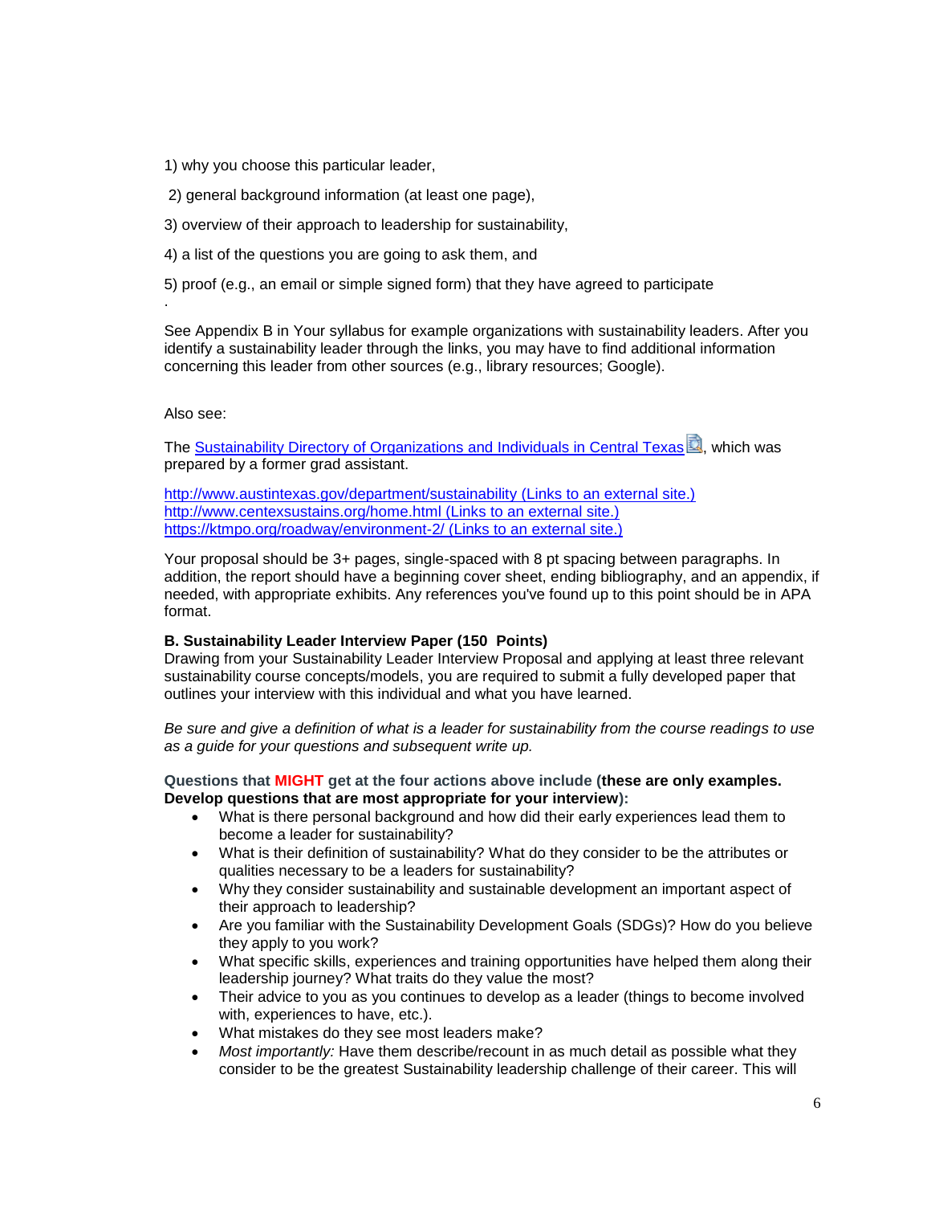1) why you choose this particular leader,

2) general background information (at least one page),

3) overview of their approach to leadership for sustainability,

4) a list of the questions you are going to ask them, and

5) proof (e.g., an email or simple signed form) that they have agreed to participate

.

See Appendix B in Your syllabus for example organizations with sustainability leaders. After you identify a sustainability leader through the links, you may have to find additional information concerning this leader from other sources (e.g., library resources; Google).

Also see:

The Sustainability Directory of Organizations and Individuals in Central Texas, which was prepared by a former grad assistant.

http://www.austintexas.gov/department/sustainability (Links to an external site.)
http://www.centexsustains.org/home.html (Links to an external site.)
https://ktmpo.org/roadway/environment-2/ (Links to an external site.)

Your proposal should be 3+ pages, single-spaced with 8 pt spacing between paragraphs. In addition, the report should have a beginning cover sheet, ending bibliography, and an appendix, if needed, with appropriate exhibits. Any references you've found up to this point should be in APA format.

**B. Sustainability Leader Interview Paper (150 Points)**
Drawing from your Sustainability Leader Interview Proposal and applying at least three relevant sustainability course concepts/models, you are required to submit a fully developed paper that outlines your interview with this individual and what you have learned.

*Be sure and give a definition of what is a leader for sustainability from the course readings to use as a guide for your questions and subsequent write up.*

**Questions that MIGHT get at the four actions above include (these are only examples. Develop questions that are most appropriate for your interview):**

- What is there personal background and how did their early experiences lead them to become a leader for sustainability?
- What is their definition of sustainability? What do they consider to be the attributes or qualities necessary to be a leaders for sustainability?
- Why they consider sustainability and sustainable development an important aspect of their approach to leadership?
- Are you familiar with the Sustainability Development Goals (SDGs)? How do you believe they apply to you work?
- What specific skills, experiences and training opportunities have helped them along their leadership journey? What traits do they value the most?
- Their advice to you as you continues to develop as a leader (things to become involved with, experiences to have, etc.).
- What mistakes do they see most leaders make?
- *Most importantly:* Have them describe/recount in as much detail as possible what they consider to be the greatest Sustainability leadership challenge of their career. This will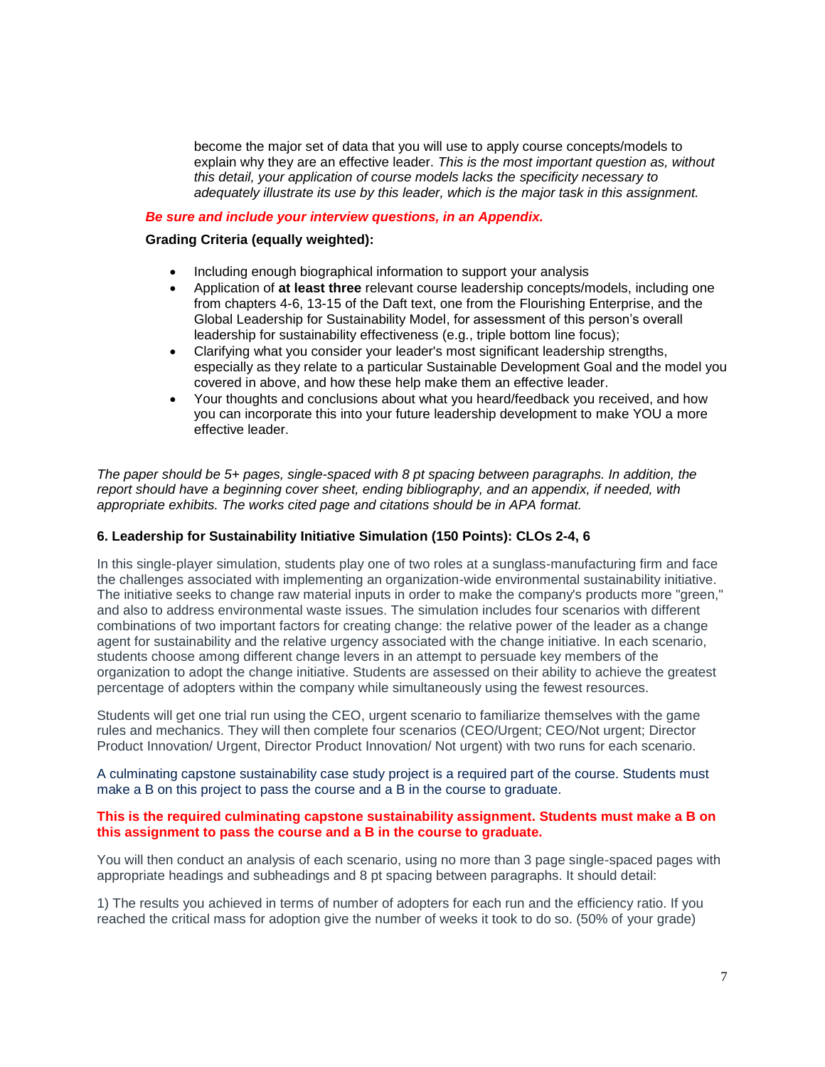become the major set of data that you will use to apply course concepts/models to explain why they are an effective leader. *This is the most important question as, without this detail, your application of course models lacks the specificity necessary to adequately illustrate its use by this leader, which is the major task in this assignment.*

***Be sure and include your interview questions, in an Appendix.***

**Grading Criteria (equally weighted):**

- Including enough biographical information to support your analysis
- Application of **at least three** relevant course leadership concepts/models, including one from chapters 4-6, 13-15 of the Daft text, one from the Flourishing Enterprise, and the Global Leadership for Sustainability Model, for assessment of this person's overall leadership for sustainability effectiveness (e.g., triple bottom line focus);
- Clarifying what you consider your leader's most significant leadership strengths, especially as they relate to a particular Sustainable Development Goal and the model you covered in above, and how these help make them an effective leader.
- Your thoughts and conclusions about what you heard/feedback you received, and how you can incorporate this into your future leadership development to make YOU a more effective leader.

*The paper should be 5+ pages, single-spaced with 8 pt spacing between paragraphs. In addition, the report should have a beginning cover sheet, ending bibliography, and an appendix, if needed, with appropriate exhibits. The works cited page and citations should be in APA format.*

### 6. Leadership for Sustainability Initiative Simulation (150 Points): CLOs 2-4, 6

In this single-player simulation, students play one of two roles at a sunglass-manufacturing firm and face the challenges associated with implementing an organization-wide environmental sustainability initiative. The initiative seeks to change raw material inputs in order to make the company's products more "green," and also to address environmental waste issues. The simulation includes four scenarios with different combinations of two important factors for creating change: the relative power of the leader as a change agent for sustainability and the relative urgency associated with the change initiative. In each scenario, students choose among different change levers in an attempt to persuade key members of the organization to adopt the change initiative. Students are assessed on their ability to achieve the greatest percentage of adopters within the company while simultaneously using the fewest resources.

Students will get one trial run using the CEO, urgent scenario to familiarize themselves with the game rules and mechanics. They will then complete four scenarios (CEO/Urgent; CEO/Not urgent; Director Product Innovation/ Urgent, Director Product Innovation/ Not urgent) with two runs for each scenario.

A culminating capstone sustainability case study project is a required part of the course. Students must make a B on this project to pass the course and a B in the course to graduate.

**This is the required culminating capstone sustainability assignment. Students must make a B on this assignment to pass the course and a B in the course to graduate.**

You will then conduct an analysis of each scenario, using no more than 3 page single-spaced pages with appropriate headings and subheadings and 8 pt spacing between paragraphs. It should detail:

1) The results you achieved in terms of number of adopters for each run and the efficiency ratio. If you reached the critical mass for adoption give the number of weeks it took to do so. (50% of your grade)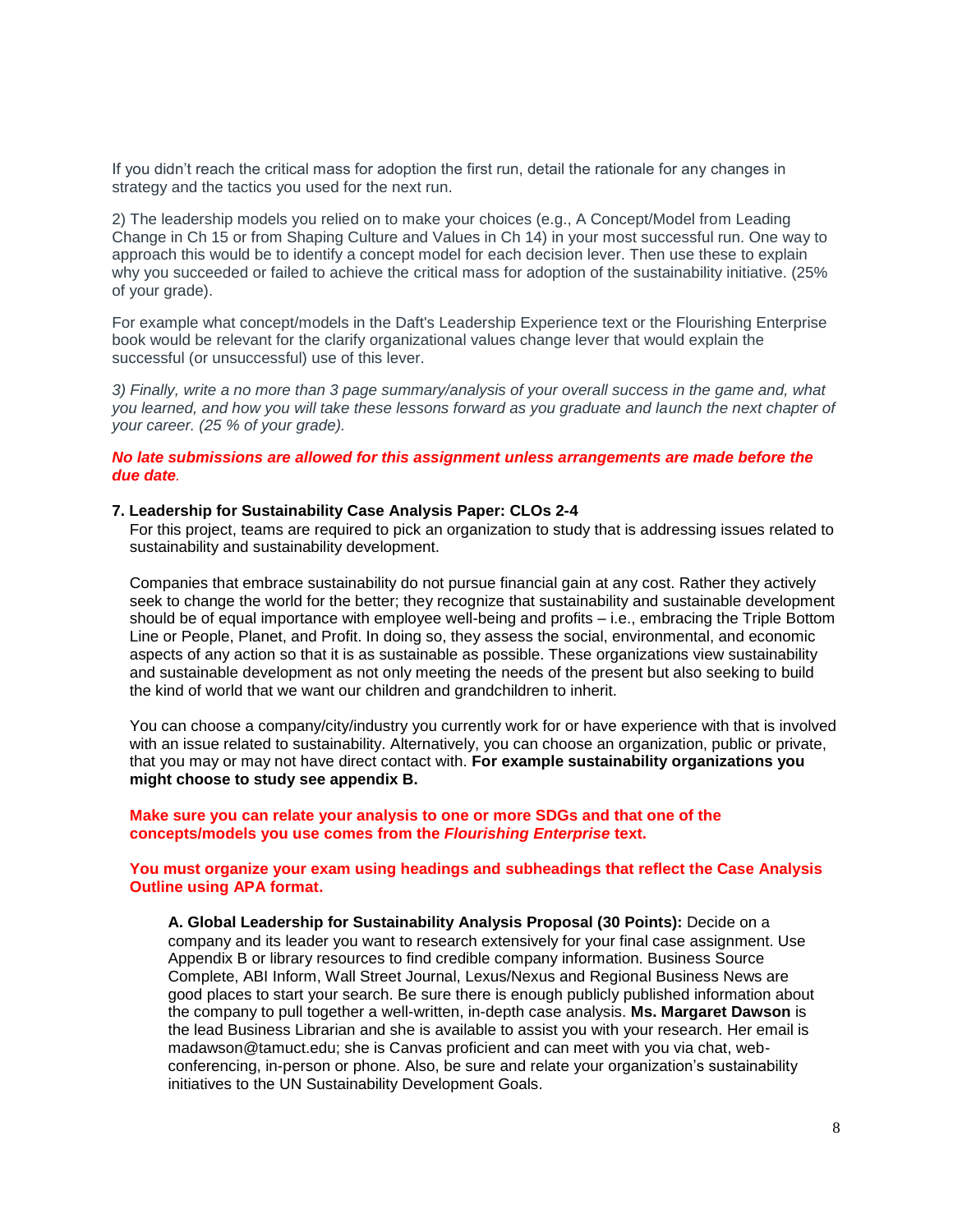If you didn't reach the critical mass for adoption the first run, detail the rationale for any changes in strategy and the tactics you used for the next run.

2) The leadership models you relied on to make your choices (e.g., A Concept/Model from Leading Change in Ch 15 or from Shaping Culture and Values in Ch 14) in your most successful run. One way to approach this would be to identify a concept model for each decision lever. Then use these to explain why you succeeded or failed to achieve the critical mass for adoption of the sustainability initiative. (25% of your grade).

For example what concept/models in the Daft's Leadership Experience text or the Flourishing Enterprise book would be relevant for the clarify organizational values change lever that would explain the successful (or unsuccessful) use of this lever.

*3) Finally, write a no more than 3 page summary/analysis of your overall success in the game and, what you learned, and how you will take these lessons forward as you graduate and launch the next chapter of your career. (25 % of your grade).*

***No late submissions are allowed for this assignment unless arrangements are made before the due date.***

**7. Leadership for Sustainability Case Analysis Paper: CLOs 2-4**

For this project, teams are required to pick an organization to study that is addressing issues related to sustainability and sustainability development.

Companies that embrace sustainability do not pursue financial gain at any cost. Rather they actively seek to change the world for the better; they recognize that sustainability and sustainable development should be of equal importance with employee well-being and profits – i.e., embracing the Triple Bottom Line or People, Planet, and Profit. In doing so, they assess the social, environmental, and economic aspects of any action so that it is as sustainable as possible. These organizations view sustainability and sustainable development as not only meeting the needs of the present but also seeking to build the kind of world that we want our children and grandchildren to inherit.

You can choose a company/city/industry you currently work for or have experience with that is involved with an issue related to sustainability. Alternatively, you can choose an organization, public or private, that you may or may not have direct contact with. **For example sustainability organizations you might choose to study see appendix B.**

**Make sure you can relate your analysis to one or more SDGs and that one of the concepts/models you use comes from the *Flourishing Enterprise* text.**

**You must organize your exam using headings and subheadings that reflect the Case Analysis Outline using APA format.**

**A. Global Leadership for Sustainability Analysis Proposal (30 Points):** Decide on a company and its leader you want to research extensively for your final case assignment. Use Appendix B or library resources to find credible company information. Business Source Complete, ABI Inform, Wall Street Journal, Lexus/Nexus and Regional Business News are good places to start your search. Be sure there is enough publicly published information about the company to pull together a well-written, in-depth case analysis. **Ms. Margaret Dawson** is the lead Business Librarian and she is available to assist you with your research. Her email is madawson@tamuct.edu; she is Canvas proficient and can meet with you via chat, web-conferencing, in-person or phone. Also, be sure and relate your organization's sustainability initiatives to the UN Sustainability Development Goals.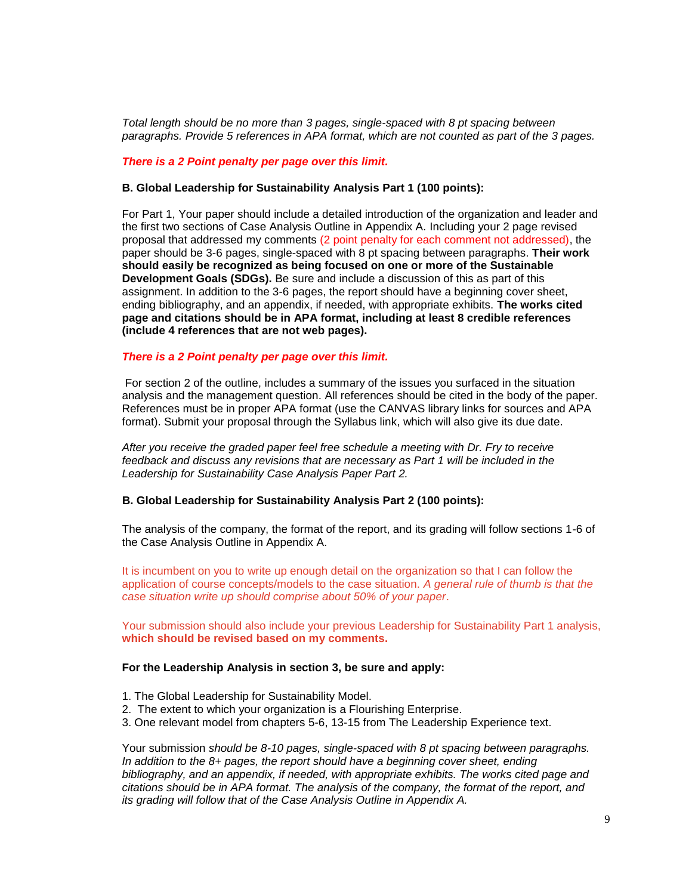*Total length should be no more than 3 pages, single-spaced with 8 pt spacing between paragraphs. Provide 5 references in APA format, which are not counted as part of the 3 pages.*

***There is a 2 Point penalty per page over this limit.***

**B. Global Leadership for Sustainability Analysis Part 1 (100 points):**

For Part 1, Your paper should include a detailed introduction of the organization and leader and the first two sections of Case Analysis Outline in Appendix A. Including your 2 page revised proposal that addressed my comments (2 point penalty for each comment not addressed), the paper should be 3-6 pages, single-spaced with 8 pt spacing between paragraphs. **Their work should easily be recognized as being focused on one or more of the Sustainable Development Goals (SDGs).** Be sure and include a discussion of this as part of this assignment. In addition to the 3-6 pages, the report should have a beginning cover sheet, ending bibliography, and an appendix, if needed, with appropriate exhibits. **The works cited page and citations should be in APA format, including at least 8 credible references (include 4 references that are not web pages).**

***There is a 2 Point penalty per page over this limit.***

For section 2 of the outline, includes a summary of the issues you surfaced in the situation analysis and the management question. All references should be cited in the body of the paper. References must be in proper APA format (use the CANVAS library links for sources and APA format). Submit your proposal through the Syllabus link, which will also give its due date.

*After you receive the graded paper feel free schedule a meeting with Dr. Fry to receive feedback and discuss any revisions that are necessary as Part 1 will be included in the Leadership for Sustainability Case Analysis Paper Part 2.*

**B. Global Leadership for Sustainability Analysis Part 2 (100 points):**

The analysis of the company, the format of the report, and its grading will follow sections 1-6 of the Case Analysis Outline in Appendix A.

It is incumbent on you to write up enough detail on the organization so that I can follow the application of course concepts/models to the case situation. *A general rule of thumb is that the case situation write up should comprise about 50% of your paper*.

Your submission should also include your previous Leadership for Sustainability Part 1 analysis, **which should be revised based on my comments.**

**For the Leadership Analysis in section 3, be sure and apply:**

1. The Global Leadership for Sustainability Model.
2. The extent to which your organization is a Flourishing Enterprise.
3. One relevant model from chapters 5-6, 13-15 from The Leadership Experience text.

Your submission *should be 8-10 pages, single-spaced with 8 pt spacing between paragraphs. In addition to the 8+ pages, the report should have a beginning cover sheet, ending bibliography, and an appendix, if needed, with appropriate exhibits. The works cited page and citations should be in APA format. The analysis of the company, the format of the report, and its grading will follow that of the Case Analysis Outline in Appendix A.*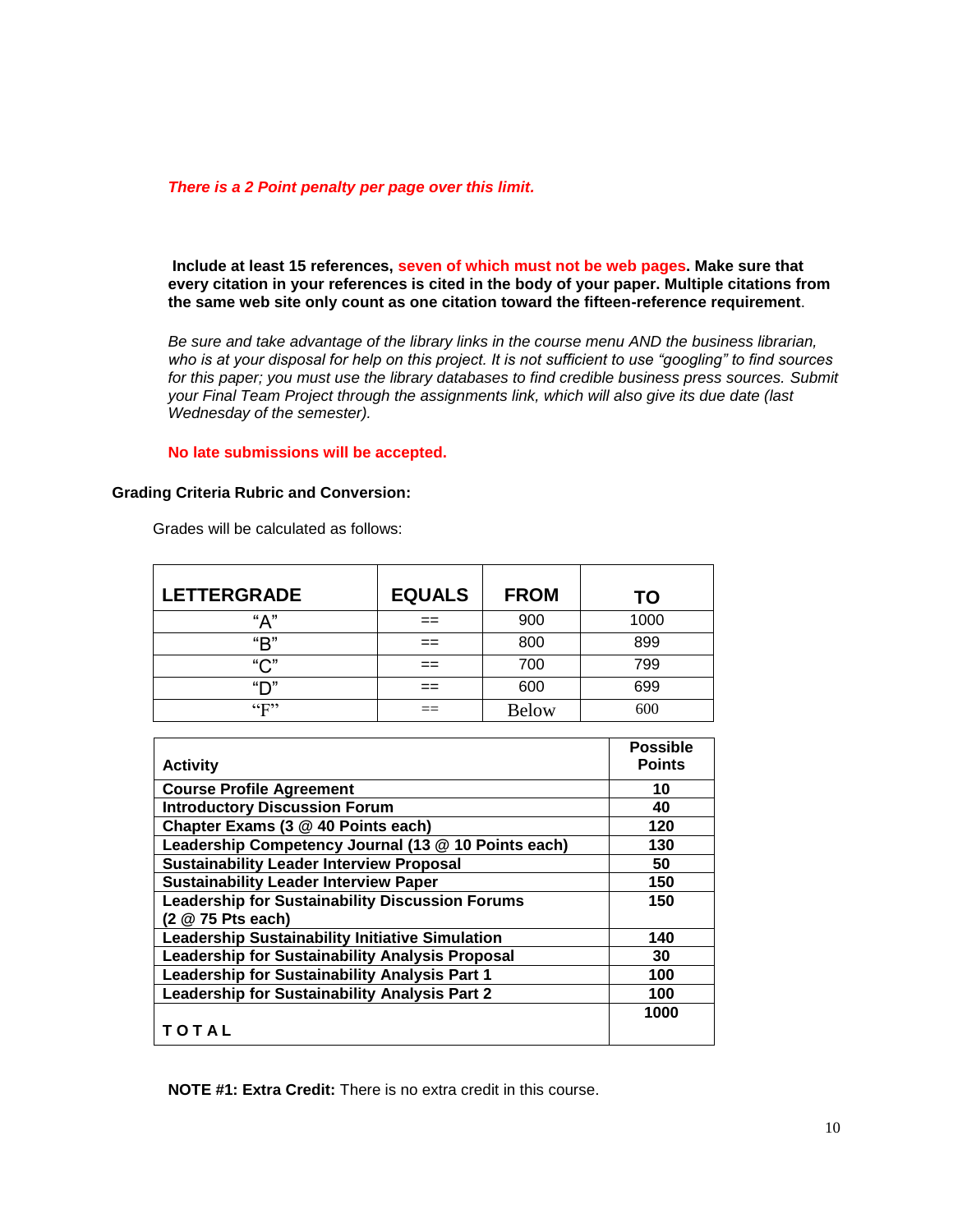***There is a 2 Point penalty per page over this limit.***

**Include at least 15 references, seven of which must not be web pages. Make sure that every citation in your references is cited in the body of your paper. Multiple citations from the same web site only count as one citation toward the fifteen-reference requirement**.

*Be sure and take advantage of the library links in the course menu AND the business librarian, who is at your disposal for help on this project. It is not sufficient to use "googling" to find sources for this paper; you must use the library databases to find credible business press sources. Submit your Final Team Project through the assignments link, which will also give its due date (last Wednesday of the semester).*

**No late submissions will be accepted.**

**Grading Criteria Rubric and Conversion:**

Grades will be calculated as follows:

| LETTERGRADE | EQUALS | FROM | TO |
|---|---|---|---|
| "A" | == | 900 | 1000 |
| "B" | == | 800 | 899 |
| "C" | == | 700 | 799 |
| "D" | == | 600 | 699 |
| "F" | == | Below | 600 |

| Activity | Possible Points |
|---|---|
| **Course Profile Agreement** | **10** |
| **Introductory Discussion Forum** | **40** |
| **Chapter Exams (3 @ 40 Points each)** | **120** |
| **Leadership Competency Journal (13 @ 10 Points each)** | **130** |
| **Sustainability Leader Interview Proposal** | **50** |
| **Sustainability Leader Interview Paper** | **150** |
| **Leadership for Sustainability Discussion Forums (2 @ 75 Pts each)** | **150** |
| **Leadership Sustainability Initiative Simulation** | **140** |
| **Leadership for Sustainability Analysis Proposal** | **30** |
| **Leadership for Sustainability Analysis Part 1** | **100** |
| **Leadership for Sustainability Analysis Part 2** | **100** |
| **T O T A L** | **1000** |

**NOTE #1: Extra Credit:** There is no extra credit in this course.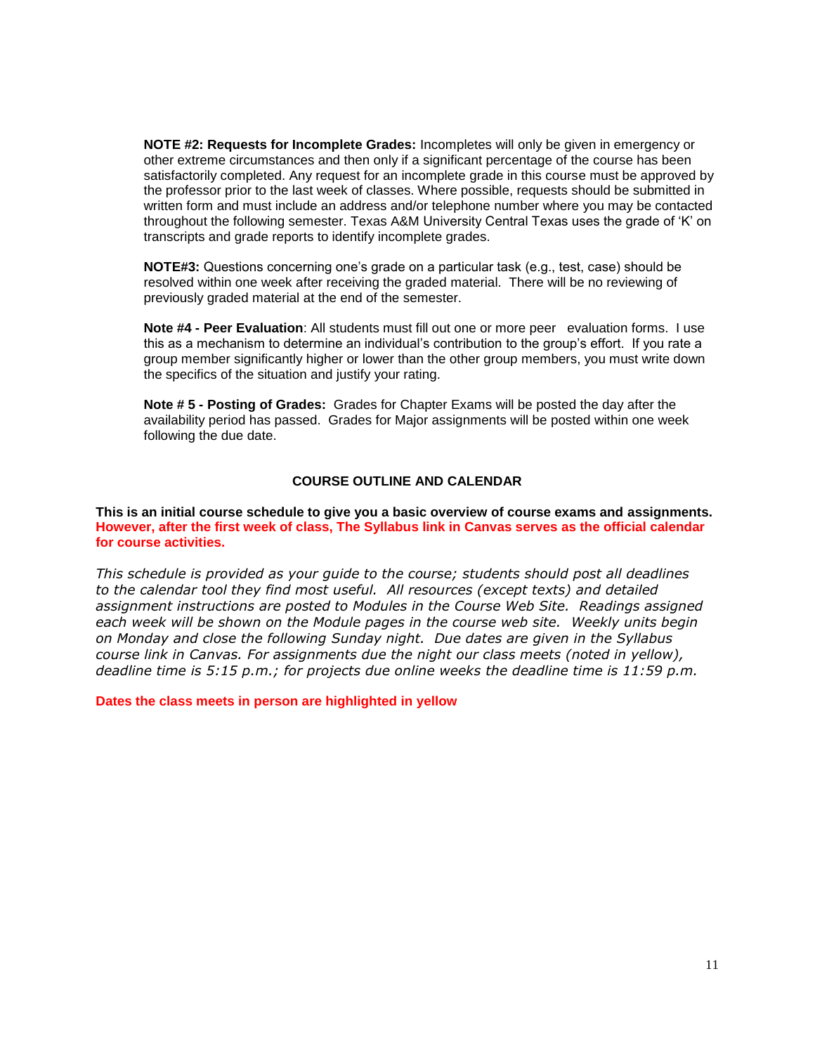**NOTE #2: Requests for Incomplete Grades:** Incompletes will only be given in emergency or other extreme circumstances and then only if a significant percentage of the course has been satisfactorily completed. Any request for an incomplete grade in this course must be approved by the professor prior to the last week of classes. Where possible, requests should be submitted in written form and must include an address and/or telephone number where you may be contacted throughout the following semester. Texas A&M University Central Texas uses the grade of 'K' on transcripts and grade reports to identify incomplete grades.

**NOTE#3:** Questions concerning one's grade on a particular task (e.g., test, case) should be resolved within one week after receiving the graded material. There will be no reviewing of previously graded material at the end of the semester.

**Note #4 - Peer Evaluation**: All students must fill out one or more peer evaluation forms. I use this as a mechanism to determine an individual's contribution to the group's effort. If you rate a group member significantly higher or lower than the other group members, you must write down the specifics of the situation and justify your rating.

**Note # 5 - Posting of Grades:** Grades for Chapter Exams will be posted the day after the availability period has passed. Grades for Major assignments will be posted within one week following the due date.

## COURSE OUTLINE AND CALENDAR

**This is an initial course schedule to give you a basic overview of course exams and assignments. However, after the first week of class, The Syllabus link in Canvas serves as the official calendar for course activities.**

*This schedule is provided as your guide to the course; students should post all deadlines to the calendar tool they find most useful. All resources (except texts) and detailed assignment instructions are posted to Modules in the Course Web Site. Readings assigned each week will be shown on the Module pages in the course web site. Weekly units begin on Monday and close the following Sunday night. Due dates are given in the Syllabus course link in Canvas. For assignments due the night our class meets (noted in yellow), deadline time is 5:15 p.m.; for projects due online weeks the deadline time is 11:59 p.m.*

**Dates the class meets in person are highlighted in yellow**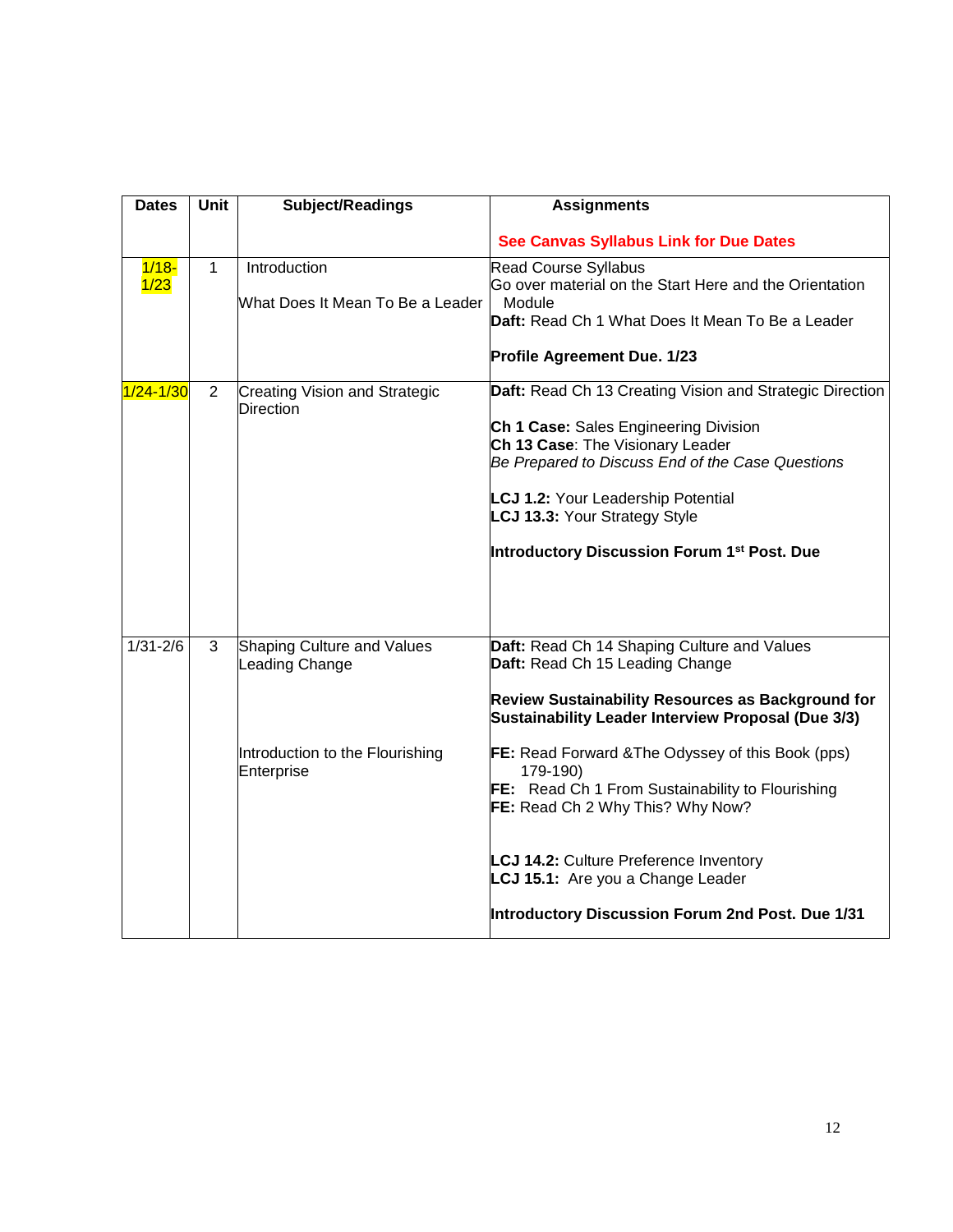| Dates | Unit | Subject/Readings | Assignments<br><br>See Canvas Syllabus Link for Due Dates |
|---|---|---|---|
| 1/18-1/23 | 1 | Introduction<br><br>What Does It Mean To Be a Leader | Read Course Syllabus<br>Go over material on the Start Here and the Orientation Module<br>**Daft:** Read Ch 1 What Does It Mean To Be a Leader<br><br>**Profile Agreement Due. 1/23** |
| 1/24-1/30 | 2 | Creating Vision and Strategic Direction | **Daft:** Read Ch 13 Creating Vision and Strategic Direction<br><br>**Ch 1 Case:** Sales Engineering Division<br>**Ch 13 Case**: The Visionary Leader<br>*Be Prepared to Discuss End of the Case Questions*<br><br>**LCJ 1.2:** Your Leadership Potential<br>**LCJ 13.3:** Your Strategy Style<br><br>**Introductory Discussion Forum 1st Post. Due** |
| 1/31-2/6 | 3 | Shaping Culture and Values<br>Leading Change<br><br>Introduction to the Flourishing Enterprise | **Daft:** Read Ch 14 Shaping Culture and Values<br>**Daft:** Read Ch 15 Leading Change<br><br>**Review Sustainability Resources as Background for Sustainability Leader Interview Proposal (Due 3/3)**<br><br>**FE:** Read Forward &The Odyssey of this Book (pps) 179-190)<br>**FE:** Read Ch 1 From Sustainability to Flourishing<br>**FE:** Read Ch 2 Why This? Why Now?<br><br>**LCJ 14.2:** Culture Preference Inventory<br>**LCJ 15.1:** Are you a Change Leader<br><br>**Introductory Discussion Forum 2nd Post. Due 1/31** |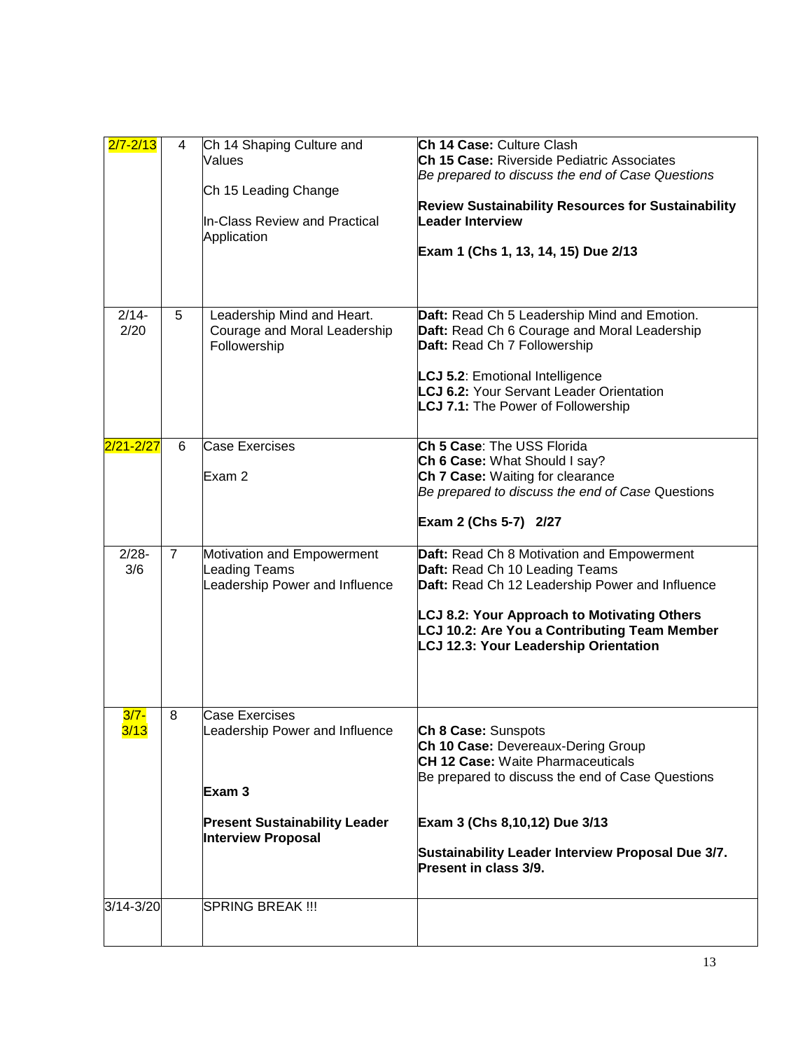| 2/7-2/13 | 4 | Ch 14 Shaping Culture and Values<br><br>Ch 15 Leading Change<br><br>In-Class Review and Practical Application | **Ch 14 Case:** Culture Clash<br>**Ch 15 Case:** Riverside Pediatric Associates<br>*Be prepared to discuss the end of Case Questions*<br><br>**Review Sustainability Resources for Sustainability Leader Interview**<br><br>**Exam 1 (Chs 1, 13, 14, 15) Due 2/13** |
|---|---|---|---|
| 2/14-2/20 | 5 | Leadership Mind and Heart.<br>Courage and Moral Leadership<br>Followership | **Daft:** Read Ch 5 Leadership Mind and Emotion.<br>**Daft:** Read Ch 6 Courage and Moral Leadership<br>**Daft:** Read Ch 7 Followership<br><br>**LCJ 5.2**: Emotional Intelligence<br>**LCJ 6.2:** Your Servant Leader Orientation<br>**LCJ 7.1:** The Power of Followership |
| 2/21-2/27 | 6 | Case Exercises<br><br>Exam 2 | **Ch 5 Case**: The USS Florida<br>**Ch 6 Case:** What Should I say?<br>**Ch 7 Case:** Waiting for clearance<br>*Be prepared to discuss the end of Case* Questions<br><br>**Exam 2 (Chs 5-7) 2/27** |
| 2/28-3/6 | 7 | Motivation and Empowerment<br>Leading Teams<br>Leadership Power and Influence | **Daft:** Read Ch 8 Motivation and Empowerment<br>**Daft:** Read Ch 10 Leading Teams<br>**Daft:** Read Ch 12 Leadership Power and Influence<br><br>**LCJ 8.2: Your Approach to Motivating Others**<br>**LCJ 10.2: Are You a Contributing Team Member**<br>**LCJ 12.3: Your Leadership Orientation** |
| 3/7-3/13 | 8 | Case Exercises<br>Leadership Power and Influence<br><br>**Exam 3**<br><br>**Present Sustainability Leader Interview Proposal** | **Ch 8 Case:** Sunspots<br>**Ch 10 Case:** Devereaux-Dering Group<br>**CH 12 Case:** Waite Pharmaceuticals<br>Be prepared to discuss the end of Case Questions<br><br>**Exam 3 (Chs 8,10,12) Due 3/13**<br><br>**Sustainability Leader Interview Proposal Due 3/7. Present in class 3/9.** |
| 3/14-3/20 | | SPRING BREAK !!! | |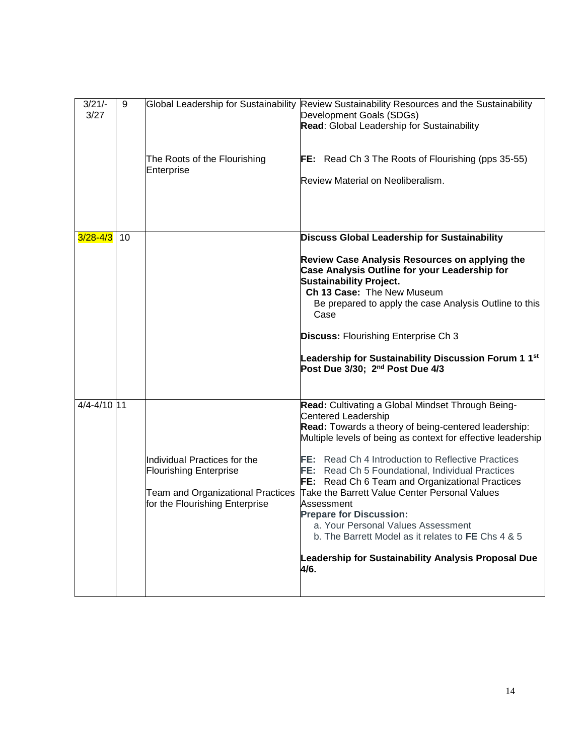| | | | |
|---|---|---|---|
| 3/21/-3/27 | 9 | Global Leadership for Sustainability<br><br>The Roots of the Flourishing Enterprise | Review Sustainability Resources and the Sustainability Development Goals (SDGs)<br>**Read**: Global Leadership for Sustainability<br><br>**FE:** Read Ch 3 The Roots of Flourishing (pps 35-55)<br><br>Review Material on Neoliberalism. |
| 3/28-4/3 | 10 | | **Discuss Global Leadership for Sustainability**<br><br>**Review Case Analysis Resources on applying the Case Analysis Outline for your Leadership for Sustainability Project.**<br>**Ch 13 Case:** The New Museum<br>Be prepared to apply the case Analysis Outline to this Case<br><br>**Discuss:** Flourishing Enterprise Ch 3<br><br>**Leadership for Sustainability Discussion Forum 1 1st Post Due 3/30; 2nd Post Due 4/3** |
| 4/4-4/10 | 11 | Individual Practices for the Flourishing Enterprise<br><br>Team and Organizational Practices for the Flourishing Enterprise | **Read:** Cultivating a Global Mindset Through Being-Centered Leadership<br>**Read:** Towards a theory of being-centered leadership: Multiple levels of being as context for effective leadership<br><br>**FE:** Read Ch 4 Introduction to Reflective Practices<br>**FE:** Read Ch 5 Foundational, Individual Practices<br>**FE:** Read Ch 6 Team and Organizational Practices<br>Take the Barrett Value Center Personal Values Assessment<br>**Prepare for Discussion:**<br>a. Your Personal Values Assessment<br>b. The Barrett Model as it relates to **FE** Chs 4 & 5<br><br>**Leadership for Sustainability Analysis Proposal Due 4/6.** |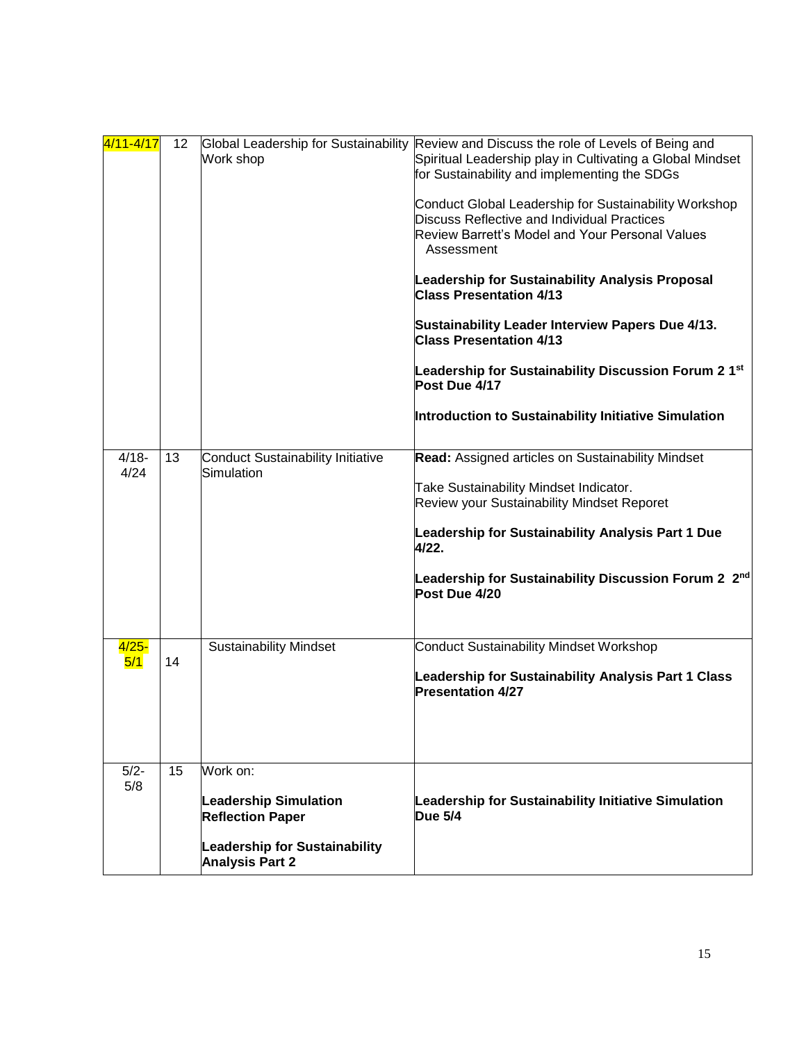| | | | |
|---|---|---|---|
| 4/11-4/17 | 12 | Global Leadership for Sustainability Work shop | Review and Discuss the role of Levels of Being and Spiritual Leadership play in Cultivating a Global Mindset for Sustainability and implementing the SDGs<br><br>Conduct Global Leadership for Sustainability Workshop<br>Discuss Reflective and Individual Practices<br>Review Barrett's Model and Your Personal Values Assessment<br><br>**Leadership for Sustainability Analysis Proposal Class Presentation 4/13**<br><br>**Sustainability Leader Interview Papers Due 4/13. Class Presentation 4/13**<br><br>**Leadership for Sustainability Discussion Forum 2 1st Post Due 4/17**<br><br>**Introduction to Sustainability Initiative Simulation** |
| 4/18-4/24 | 13 | Conduct Sustainability Initiative Simulation | **Read:** Assigned articles on Sustainability Mindset<br><br>Take Sustainability Mindset Indicator.<br>Review your Sustainability Mindset Reporet<br><br>**Leadership for Sustainability Analysis Part 1 Due 4/22.**<br><br>**Leadership for Sustainability Discussion Forum 2 2nd Post Due 4/20** |
| 4/25-5/1 | 14 | Sustainability Mindset | Conduct Sustainability Mindset Workshop<br><br>**Leadership for Sustainability Analysis Part 1 Class Presentation 4/27** |
| 5/2-5/8 | 15 | Work on:<br><br>**Leadership Simulation Reflection Paper**<br><br>**Leadership for Sustainability Analysis Part 2** | **Leadership for Sustainability Initiative Simulation Due 5/4** |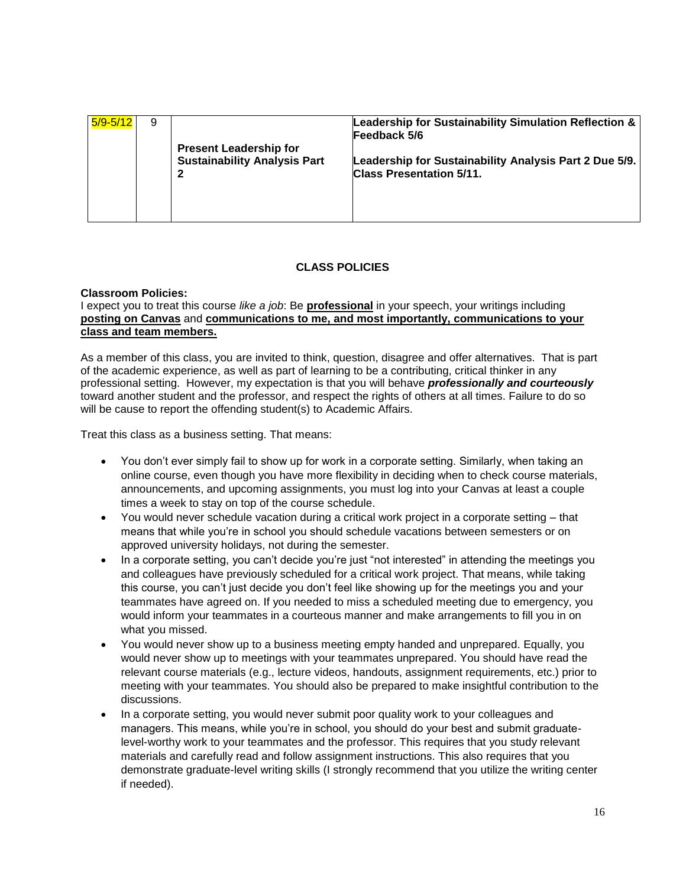| 5/9-5/12 | 9 | **Present Leadership for Sustainability Analysis Part 2** | **Leadership for Sustainability Simulation Reflection & Feedback 5/6**<br><br>**Leadership for Sustainability Analysis Part 2 Due 5/9. Class Presentation 5/11.** |
|---|---|---|---|

## CLASS POLICIES

**Classroom Policies:**

I expect you to treat this course *like a job*: Be **professional** in your speech, your writings including **posting on Canvas** and **communications to me, and most importantly, communications to your class and team members.**

As a member of this class, you are invited to think, question, disagree and offer alternatives. That is part of the academic experience, as well as part of learning to be a contributing, critical thinker in any professional setting. However, my expectation is that you will behave ***professionally and courteously*** toward another student and the professor, and respect the rights of others at all times. Failure to do so will be cause to report the offending student(s) to Academic Affairs.

Treat this class as a business setting. That means:

- You don't ever simply fail to show up for work in a corporate setting. Similarly, when taking an online course, even though you have more flexibility in deciding when to check course materials, announcements, and upcoming assignments, you must log into your Canvas at least a couple times a week to stay on top of the course schedule.
- You would never schedule vacation during a critical work project in a corporate setting – that means that while you're in school you should schedule vacations between semesters or on approved university holidays, not during the semester.
- In a corporate setting, you can't decide you're just "not interested" in attending the meetings you and colleagues have previously scheduled for a critical work project. That means, while taking this course, you can't just decide you don't feel like showing up for the meetings you and your teammates have agreed on. If you needed to miss a scheduled meeting due to emergency, you would inform your teammates in a courteous manner and make arrangements to fill you in on what you missed.
- You would never show up to a business meeting empty handed and unprepared. Equally, you would never show up to meetings with your teammates unprepared. You should have read the relevant course materials (e.g., lecture videos, handouts, assignment requirements, etc.) prior to meeting with your teammates. You should also be prepared to make insightful contribution to the discussions.
- In a corporate setting, you would never submit poor quality work to your colleagues and managers. This means, while you're in school, you should do your best and submit graduate-level-worthy work to your teammates and the professor. This requires that you study relevant materials and carefully read and follow assignment instructions. This also requires that you demonstrate graduate-level writing skills (I strongly recommend that you utilize the writing center if needed).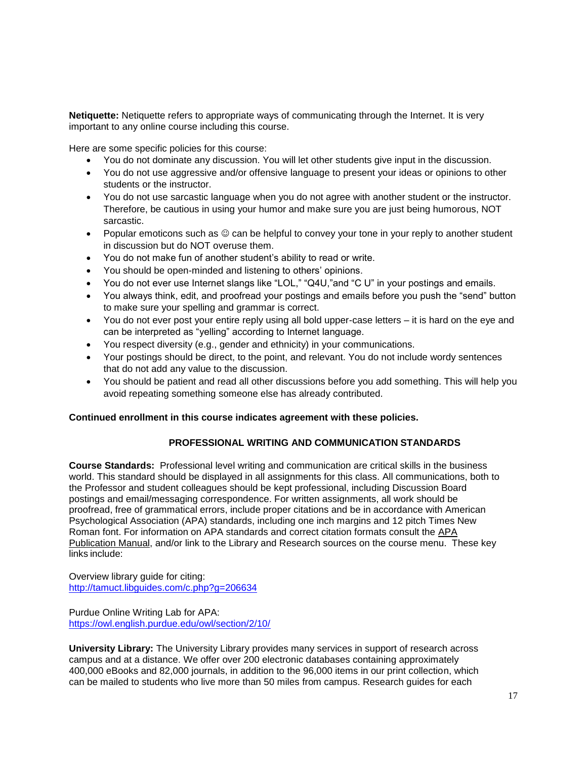**Netiquette:** Netiquette refers to appropriate ways of communicating through the Internet. It is very important to any online course including this course.

Here are some specific policies for this course:

- You do not dominate any discussion. You will let other students give input in the discussion.
- You do not use aggressive and/or offensive language to present your ideas or opinions to other students or the instructor.
- You do not use sarcastic language when you do not agree with another student or the instructor. Therefore, be cautious in using your humor and make sure you are just being humorous, NOT sarcastic.
- Popular emoticons such as ☺ can be helpful to convey your tone in your reply to another student in discussion but do NOT overuse them.
- You do not make fun of another student's ability to read or write.
- You should be open-minded and listening to others' opinions.
- You do not ever use Internet slangs like "LOL," "Q4U,"and "C U" in your postings and emails.
- You always think, edit, and proofread your postings and emails before you push the "send" button to make sure your spelling and grammar is correct.
- You do not ever post your entire reply using all bold upper-case letters – it is hard on the eye and can be interpreted as "yelling" according to Internet language.
- You respect diversity (e.g., gender and ethnicity) in your communications.
- Your postings should be direct, to the point, and relevant. You do not include wordy sentences that do not add any value to the discussion.
- You should be patient and read all other discussions before you add something. This will help you avoid repeating something someone else has already contributed.

**Continued enrollment in this course indicates agreement with these policies.**

## PROFESSIONAL WRITING AND COMMUNICATION STANDARDS

**Course Standards:** Professional level writing and communication are critical skills in the business world. This standard should be displayed in all assignments for this class. All communications, both to the Professor and student colleagues should be kept professional, including Discussion Board postings and email/messaging correspondence. For written assignments, all work should be proofread, free of grammatical errors, include proper citations and be in accordance with American Psychological Association (APA) standards, including one inch margins and 12 pitch Times New Roman font. For information on APA standards and correct citation formats consult the APA Publication Manual, and/or link to the Library and Research sources on the course menu. These key links include:

Overview library guide for citing:
http://tamuct.libguides.com/c.php?g=206634

Purdue Online Writing Lab for APA:
https://owl.english.purdue.edu/owl/section/2/10/

**University Library:** The University Library provides many services in support of research across campus and at a distance. We offer over 200 electronic databases containing approximately 400,000 eBooks and 82,000 journals, in addition to the 96,000 items in our print collection, which can be mailed to students who live more than 50 miles from campus. Research guides for each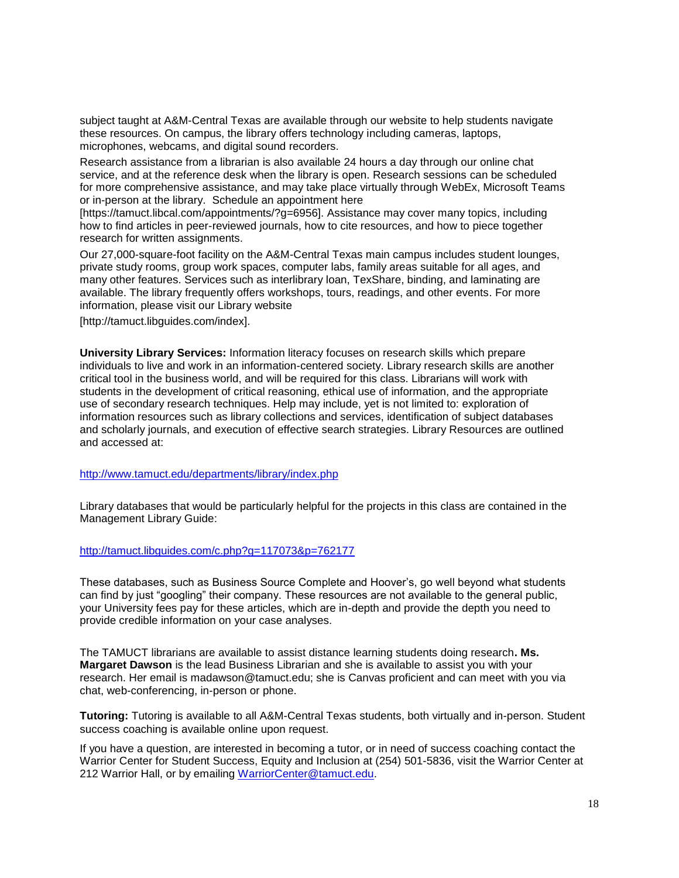subject taught at A&M-Central Texas are available through our website to help students navigate these resources. On campus, the library offers technology including cameras, laptops, microphones, webcams, and digital sound recorders.

Research assistance from a librarian is also available 24 hours a day through our online chat service, and at the reference desk when the library is open. Research sessions can be scheduled for more comprehensive assistance, and may take place virtually through WebEx, Microsoft Teams or in-person at the library. Schedule an appointment here [https://tamuct.libcal.com/appointments/?g=6956]. Assistance may cover many topics, including how to find articles in peer-reviewed journals, how to cite resources, and how to piece together research for written assignments.

Our 27,000-square-foot facility on the A&M-Central Texas main campus includes student lounges, private study rooms, group work spaces, computer labs, family areas suitable for all ages, and many other features. Services such as interlibrary loan, TexShare, binding, and laminating are available. The library frequently offers workshops, tours, readings, and other events. For more information, please visit our Library website

[http://tamuct.libguides.com/index].

**University Library Services:** Information literacy focuses on research skills which prepare individuals to live and work in an information-centered society. Library research skills are another critical tool in the business world, and will be required for this class. Librarians will work with students in the development of critical reasoning, ethical use of information, and the appropriate use of secondary research techniques. Help may include, yet is not limited to: exploration of information resources such as library collections and services, identification of subject databases and scholarly journals, and execution of effective search strategies. Library Resources are outlined and accessed at:

http://www.tamuct.edu/departments/library/index.php

Library databases that would be particularly helpful for the projects in this class are contained in the Management Library Guide:

http://tamuct.libguides.com/c.php?g=117073&p=762177

These databases, such as Business Source Complete and Hoover's, go well beyond what students can find by just "googling" their company. These resources are not available to the general public, your University fees pay for these articles, which are in-depth and provide the depth you need to provide credible information on your case analyses.

The TAMUCT librarians are available to assist distance learning students doing research**. Ms. Margaret Dawson** is the lead Business Librarian and she is available to assist you with your research. Her email is madawson@tamuct.edu; she is Canvas proficient and can meet with you via chat, web-conferencing, in-person or phone.

**Tutoring:** Tutoring is available to all A&M-Central Texas students, both virtually and in-person. Student success coaching is available online upon request.

If you have a question, are interested in becoming a tutor, or in need of success coaching contact the Warrior Center for Student Success, Equity and Inclusion at (254) 501-5836, visit the Warrior Center at 212 Warrior Hall, or by emailing WarriorCenter@tamuct.edu.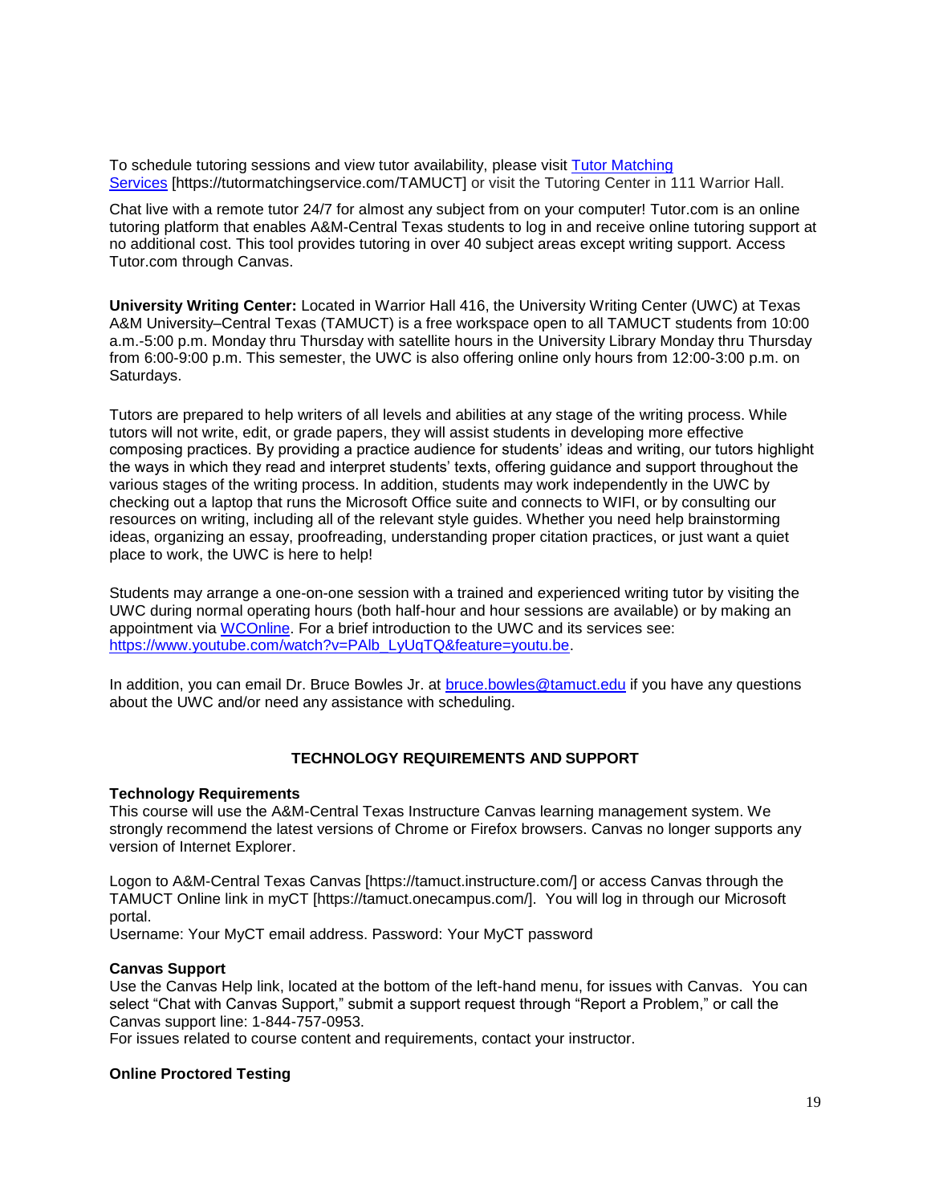To schedule tutoring sessions and view tutor availability, please visit [Tutor Matching Services](https://tutormatchingservice.com/TAMUCT) [https://tutormatchingservice.com/TAMUCT] or visit the Tutoring Center in 111 Warrior Hall.

Chat live with a remote tutor 24/7 for almost any subject from on your computer! Tutor.com is an online tutoring platform that enables A&M-Central Texas students to log in and receive online tutoring support at no additional cost. This tool provides tutoring in over 40 subject areas except writing support. Access Tutor.com through Canvas.

**University Writing Center:** Located in Warrior Hall 416, the University Writing Center (UWC) at Texas A&M University–Central Texas (TAMUCT) is a free workspace open to all TAMUCT students from 10:00 a.m.-5:00 p.m. Monday thru Thursday with satellite hours in the University Library Monday thru Thursday from 6:00-9:00 p.m. This semester, the UWC is also offering online only hours from 12:00-3:00 p.m. on Saturdays.

Tutors are prepared to help writers of all levels and abilities at any stage of the writing process. While tutors will not write, edit, or grade papers, they will assist students in developing more effective composing practices. By providing a practice audience for students' ideas and writing, our tutors highlight the ways in which they read and interpret students' texts, offering guidance and support throughout the various stages of the writing process. In addition, students may work independently in the UWC by checking out a laptop that runs the Microsoft Office suite and connects to WIFI, or by consulting our resources on writing, including all of the relevant style guides. Whether you need help brainstorming ideas, organizing an essay, proofreading, understanding proper citation practices, or just want a quiet place to work, the UWC is here to help!

Students may arrange a one-on-one session with a trained and experienced writing tutor by visiting the UWC during normal operating hours (both half-hour and hour sessions are available) or by making an appointment via WCOnline. For a brief introduction to the UWC and its services see: https://www.youtube.com/watch?v=PAlb_LyUqTQ&feature=youtu.be.

In addition, you can email Dr. Bruce Bowles Jr. at bruce.bowles@tamuct.edu if you have any questions about the UWC and/or need any assistance with scheduling.

## TECHNOLOGY REQUIREMENTS AND SUPPORT

**Technology Requirements**

This course will use the A&M-Central Texas Instructure Canvas learning management system. We strongly recommend the latest versions of Chrome or Firefox browsers. Canvas no longer supports any version of Internet Explorer.

Logon to A&M-Central Texas Canvas [https://tamuct.instructure.com/] or access Canvas through the TAMUCT Online link in myCT [https://tamuct.onecampus.com/]. You will log in through our Microsoft portal.

Username: Your MyCT email address. Password: Your MyCT password

**Canvas Support**

Use the Canvas Help link, located at the bottom of the left-hand menu, for issues with Canvas. You can select "Chat with Canvas Support," submit a support request through "Report a Problem," or call the Canvas support line: 1-844-757-0953.

For issues related to course content and requirements, contact your instructor.

**Online Proctored Testing**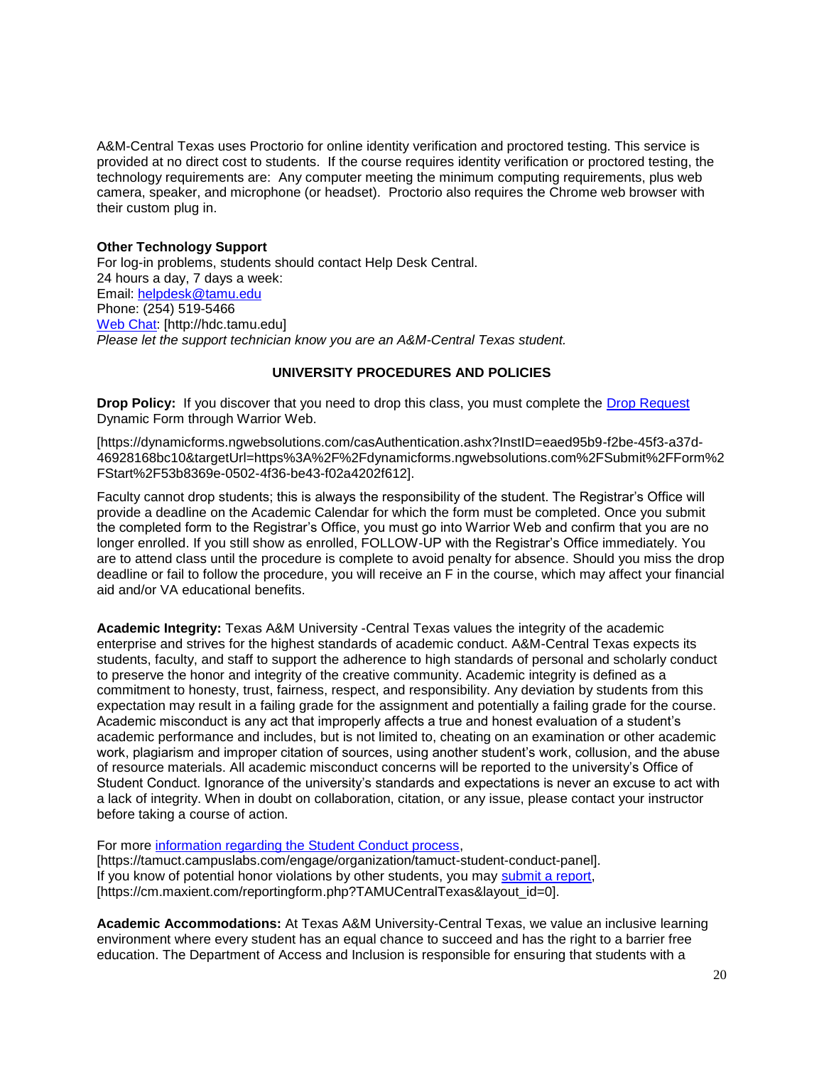A&M-Central Texas uses Proctorio for online identity verification and proctored testing. This service is provided at no direct cost to students. If the course requires identity verification or proctored testing, the technology requirements are: Any computer meeting the minimum computing requirements, plus web camera, speaker, and microphone (or headset). Proctorio also requires the Chrome web browser with their custom plug in.

**Other Technology Support**
For log-in problems, students should contact Help Desk Central.
24 hours a day, 7 days a week:
Email: helpdesk@tamu.edu
Phone: (254) 519-5466
Web Chat: [http://hdc.tamu.edu]
*Please let the support technician know you are an A&M-Central Texas student.*

## UNIVERSITY PROCEDURES AND POLICIES

**Drop Policy:** If you discover that you need to drop this class, you must complete the Drop Request Dynamic Form through Warrior Web.

[https://dynamicforms.ngwebsolutions.com/casAuthentication.ashx?InstID=eaed95b9-f2be-45f3-a37d-46928168bc10&targetUrl=https%3A%2F%2Fdynamicforms.ngwebsolutions.com%2FSubmit%2FForm%2FStart%2F53b8369e-0502-4f36-be43-f02a4202f612].

Faculty cannot drop students; this is always the responsibility of the student. The Registrar's Office will provide a deadline on the Academic Calendar for which the form must be completed. Once you submit the completed form to the Registrar's Office, you must go into Warrior Web and confirm that you are no longer enrolled. If you still show as enrolled, FOLLOW-UP with the Registrar's Office immediately. You are to attend class until the procedure is complete to avoid penalty for absence. Should you miss the drop deadline or fail to follow the procedure, you will receive an F in the course, which may affect your financial aid and/or VA educational benefits.

**Academic Integrity:** Texas A&M University -Central Texas values the integrity of the academic enterprise and strives for the highest standards of academic conduct. A&M-Central Texas expects its students, faculty, and staff to support the adherence to high standards of personal and scholarly conduct to preserve the honor and integrity of the creative community. Academic integrity is defined as a commitment to honesty, trust, fairness, respect, and responsibility. Any deviation by students from this expectation may result in a failing grade for the assignment and potentially a failing grade for the course. Academic misconduct is any act that improperly affects a true and honest evaluation of a student's academic performance and includes, but is not limited to, cheating on an examination or other academic work, plagiarism and improper citation of sources, using another student's work, collusion, and the abuse of resource materials. All academic misconduct concerns will be reported to the university's Office of Student Conduct. Ignorance of the university's standards and expectations is never an excuse to act with a lack of integrity. When in doubt on collaboration, citation, or any issue, please contact your instructor before taking a course of action.

For more information regarding the Student Conduct process,
[https://tamuct.campuslabs.com/engage/organization/tamuct-student-conduct-panel].
If you know of potential honor violations by other students, you may submit a report,
[https://cm.maxient.com/reportingform.php?TAMUCentralTexas&layout_id=0].

**Academic Accommodations:** At Texas A&M University-Central Texas, we value an inclusive learning environment where every student has an equal chance to succeed and has the right to a barrier free education. The Department of Access and Inclusion is responsible for ensuring that students with a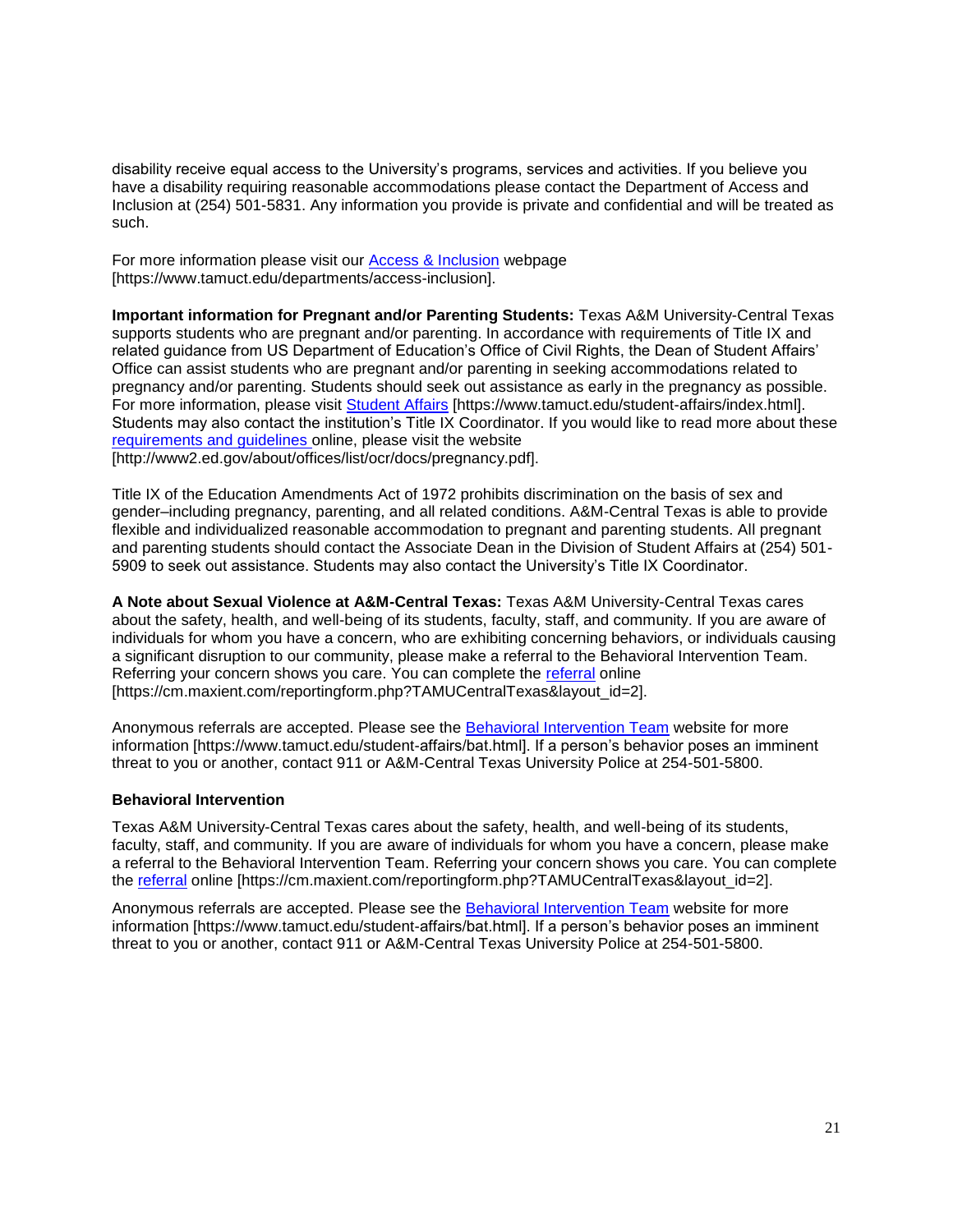disability receive equal access to the University's programs, services and activities. If you believe you have a disability requiring reasonable accommodations please contact the Department of Access and Inclusion at (254) 501-5831. Any information you provide is private and confidential and will be treated as such.

For more information please visit our Access & Inclusion webpage [https://www.tamuct.edu/departments/access-inclusion].

**Important information for Pregnant and/or Parenting Students:** Texas A&M University-Central Texas supports students who are pregnant and/or parenting. In accordance with requirements of Title IX and related guidance from US Department of Education's Office of Civil Rights, the Dean of Student Affairs' Office can assist students who are pregnant and/or parenting in seeking accommodations related to pregnancy and/or parenting. Students should seek out assistance as early in the pregnancy as possible. For more information, please visit Student Affairs [https://www.tamuct.edu/student-affairs/index.html]. Students may also contact the institution's Title IX Coordinator. If you would like to read more about these requirements and guidelines online, please visit the website [http://www2.ed.gov/about/offices/list/ocr/docs/pregnancy.pdf].

Title IX of the Education Amendments Act of 1972 prohibits discrimination on the basis of sex and gender–including pregnancy, parenting, and all related conditions. A&M-Central Texas is able to provide flexible and individualized reasonable accommodation to pregnant and parenting students. All pregnant and parenting students should contact the Associate Dean in the Division of Student Affairs at (254) 501-5909 to seek out assistance. Students may also contact the University's Title IX Coordinator.

**A Note about Sexual Violence at A&M-Central Texas:** Texas A&M University-Central Texas cares about the safety, health, and well-being of its students, faculty, staff, and community. If you are aware of individuals for whom you have a concern, who are exhibiting concerning behaviors, or individuals causing a significant disruption to our community, please make a referral to the Behavioral Intervention Team. Referring your concern shows you care. You can complete the referral online [https://cm.maxient.com/reportingform.php?TAMUCentralTexas&layout_id=2].

Anonymous referrals are accepted. Please see the Behavioral Intervention Team website for more information [https://www.tamuct.edu/student-affairs/bat.html]. If a person's behavior poses an imminent threat to you or another, contact 911 or A&M-Central Texas University Police at 254-501-5800.

**Behavioral Intervention**

Texas A&M University-Central Texas cares about the safety, health, and well-being of its students, faculty, staff, and community. If you are aware of individuals for whom you have a concern, please make a referral to the Behavioral Intervention Team. Referring your concern shows you care. You can complete the referral online [https://cm.maxient.com/reportingform.php?TAMUCentralTexas&layout_id=2].

Anonymous referrals are accepted. Please see the Behavioral Intervention Team website for more information [https://www.tamuct.edu/student-affairs/bat.html]. If a person's behavior poses an imminent threat to you or another, contact 911 or A&M-Central Texas University Police at 254-501-5800.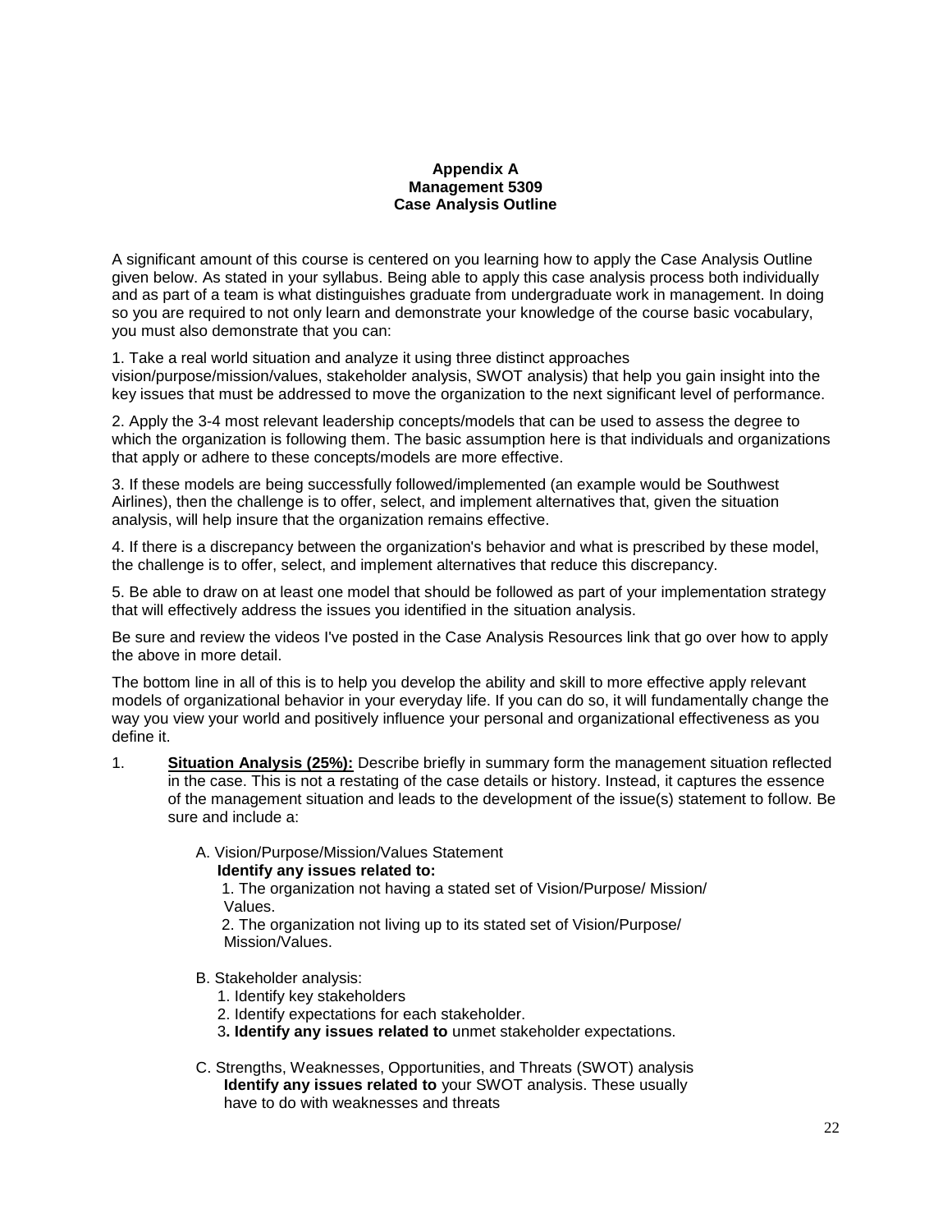**Appendix A**
**Management 5309**
**Case Analysis Outline**

A significant amount of this course is centered on you learning how to apply the Case Analysis Outline given below. As stated in your syllabus. Being able to apply this case analysis process both individually and as part of a team is what distinguishes graduate from undergraduate work in management. In doing so you are required to not only learn and demonstrate your knowledge of the course basic vocabulary, you must also demonstrate that you can:

1. Take a real world situation and analyze it using three distinct approaches vision/purpose/mission/values, stakeholder analysis, SWOT analysis) that help you gain insight into the key issues that must be addressed to move the organization to the next significant level of performance.

2. Apply the 3-4 most relevant leadership concepts/models that can be used to assess the degree to which the organization is following them. The basic assumption here is that individuals and organizations that apply or adhere to these concepts/models are more effective.

3. If these models are being successfully followed/implemented (an example would be Southwest Airlines), then the challenge is to offer, select, and implement alternatives that, given the situation analysis, will help insure that the organization remains effective.

4. If there is a discrepancy between the organization's behavior and what is prescribed by these model, the challenge is to offer, select, and implement alternatives that reduce this discrepancy.

5. Be able to draw on at least one model that should be followed as part of your implementation strategy that will effectively address the issues you identified in the situation analysis.

Be sure and review the videos I've posted in the Case Analysis Resources link that go over how to apply the above in more detail.

The bottom line in all of this is to help you develop the ability and skill to more effective apply relevant models of organizational behavior in your everyday life. If you can do so, it will fundamentally change the way you view your world and positively influence your personal and organizational effectiveness as you define it.

1. **<u>Situation Analysis (25%):</u>** Describe briefly in summary form the management situation reflected in the case. This is not a restating of the case details or history. Instead, it captures the essence of the management situation and leads to the development of the issue(s) statement to follow. Be sure and include a:

   A. Vision/Purpose/Mission/Values Statement
   **Identify any issues related to:**
   1. The organization not having a stated set of Vision/Purpose/ Mission/ Values.
   2. The organization not living up to its stated set of Vision/Purpose/ Mission/Values.

   B. Stakeholder analysis:
   1. Identify key stakeholders
   2. Identify expectations for each stakeholder.
   3**. Identify any issues related to** unmet stakeholder expectations.

   C. Strengths, Weaknesses, Opportunities, and Threats (SWOT) analysis
   **Identify any issues related to** your SWOT analysis. These usually have to do with weaknesses and threats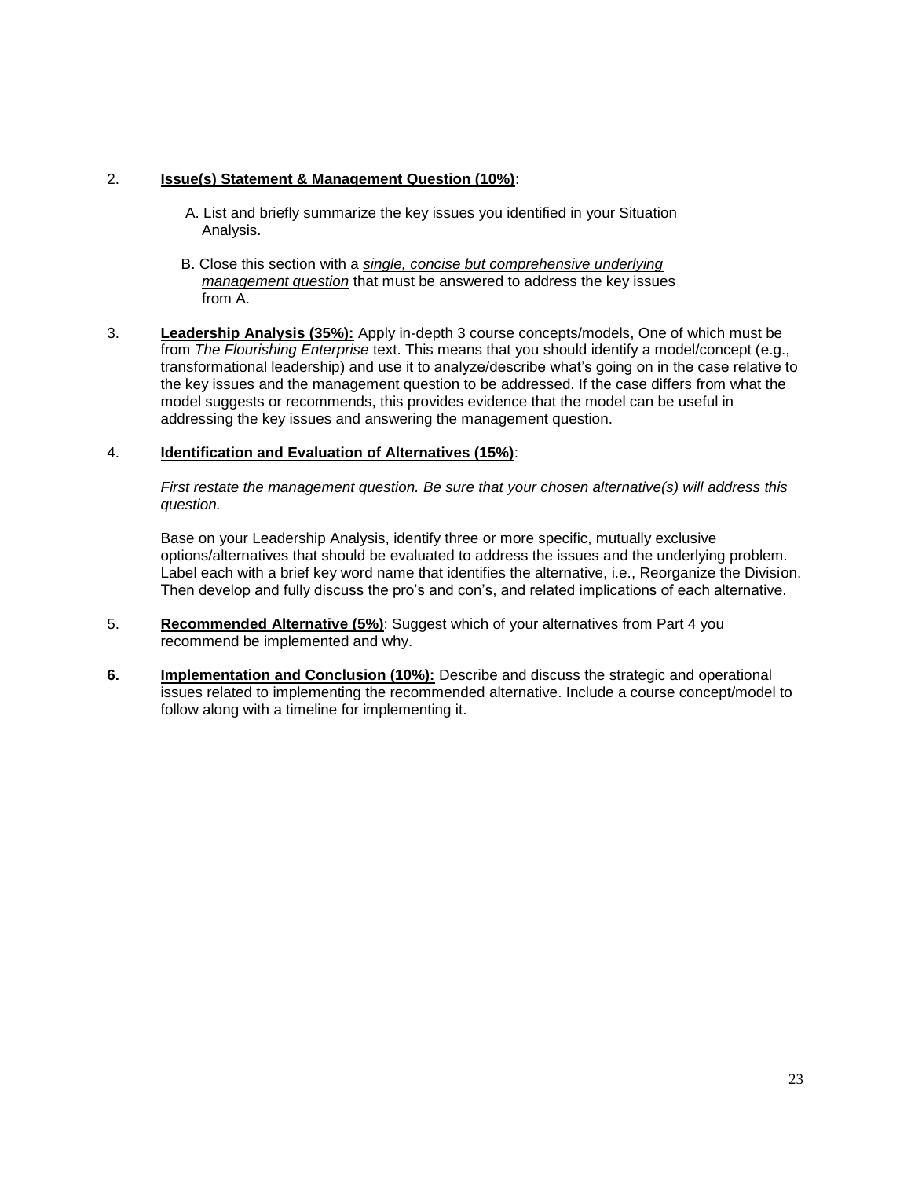2. **Issue(s) Statement & Management Question (10%)**:

   A. List and briefly summarize the key issues you identified in your Situation Analysis.

   B. Close this section with a *single, concise but comprehensive underlying management question* that must be answered to address the key issues from A.

3. **Leadership Analysis (35%):** Apply in-depth 3 course concepts/models, One of which must be from *The Flourishing Enterprise* text. This means that you should identify a model/concept (e.g., transformational leadership) and use it to analyze/describe what's going on in the case relative to the key issues and the management question to be addressed. If the case differs from what the model suggests or recommends, this provides evidence that the model can be useful in addressing the key issues and answering the management question.

4. **Identification and Evaluation of Alternatives (15%)**:

   *First restate the management question. Be sure that your chosen alternative(s) will address this question.*

   Base on your Leadership Analysis, identify three or more specific, mutually exclusive options/alternatives that should be evaluated to address the issues and the underlying problem. Label each with a brief key word name that identifies the alternative, i.e., Reorganize the Division. Then develop and fully discuss the pro's and con's, and related implications of each alternative.

5. **Recommended Alternative (5%)**: Suggest which of your alternatives from Part 4 you recommend be implemented and why.

6. **Implementation and Conclusion (10%):** Describe and discuss the strategic and operational issues related to implementing the recommended alternative. Include a course concept/model to follow along with a timeline for implementing it.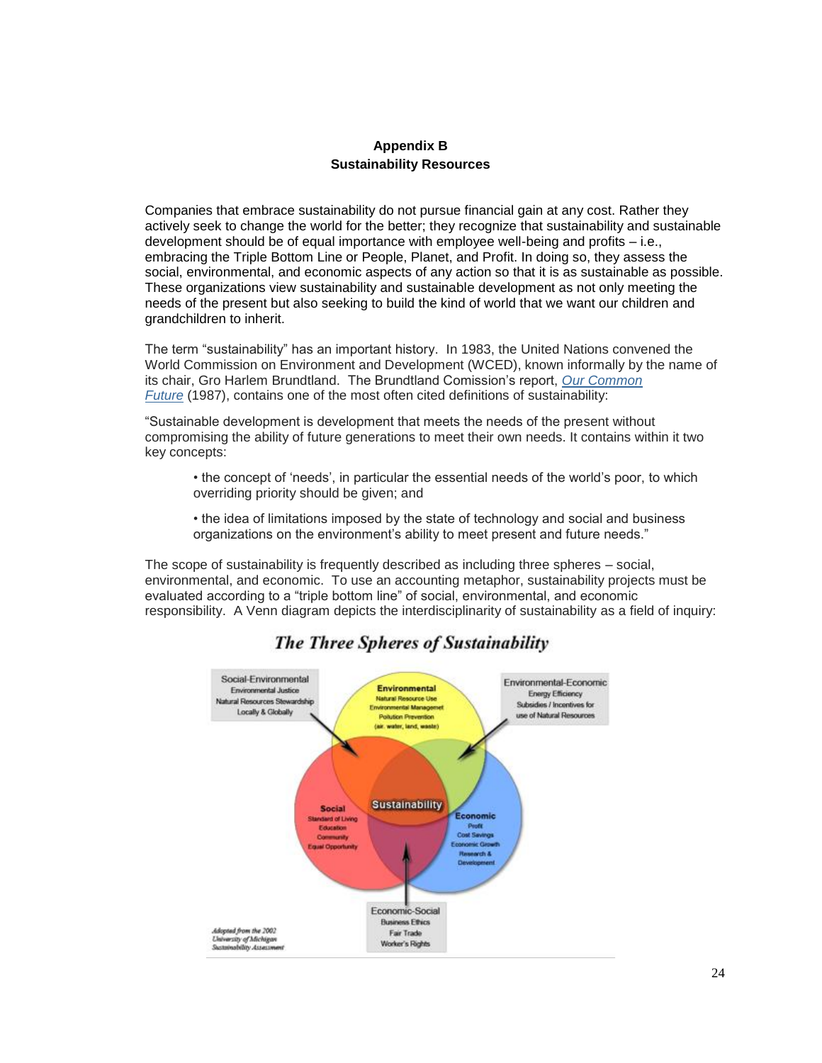**Appendix B**
**Sustainability Resources**

Companies that embrace sustainability do not pursue financial gain at any cost. Rather they actively seek to change the world for the better; they recognize that sustainability and sustainable development should be of equal importance with employee well-being and profits – i.e., embracing the Triple Bottom Line or People, Planet, and Profit. In doing so, they assess the social, environmental, and economic aspects of any action so that it is as sustainable as possible. These organizations view sustainability and sustainable development as not only meeting the needs of the present but also seeking to build the kind of world that we want our children and grandchildren to inherit.

The term "sustainability" has an important history. In 1983, the United Nations convened the World Commission on Environment and Development (WCED), known informally by the name of its chair, Gro Harlem Brundtland. The Brundtland Comission's report, *Our Common Future* (1987), contains one of the most often cited definitions of sustainability:

"Sustainable development is development that meets the needs of the present without compromising the ability of future generations to meet their own needs. It contains within it two key concepts:

- the concept of 'needs', in particular the essential needs of the world's poor, to which overriding priority should be given; and
- the idea of limitations imposed by the state of technology and social and business organizations on the environment's ability to meet present and future needs."

The scope of sustainability is frequently described as including three spheres – social, environmental, and economic. To use an accounting metaphor, sustainability projects must be evaluated according to a "triple bottom line" of social, environmental, and economic responsibility. A Venn diagram depicts the interdisciplinarity of sustainability as a field of inquiry:

***The Three Spheres of Sustainability***

Social-Environmental: Environmental Justice, Natural Resources Stewardship, Locally & Globally

Environmental: Natural Resource Use, Environmental Management, Pollution Prevention (air, water, land, waste)

Environmental-Economic: Energy Efficiency, Subsidies / Incentives for use of Natural Resources

Social: Standard of Living, Education, Community, Equal Opportunity

Sustainability

Economic: Profit, Cost Savings, Economic Growth, Research & Development

Economic-Social: Business Ethics, Fair Trade, Worker's Rights

*Adopted from the 2002 University of Michigan Sustainability Assessment*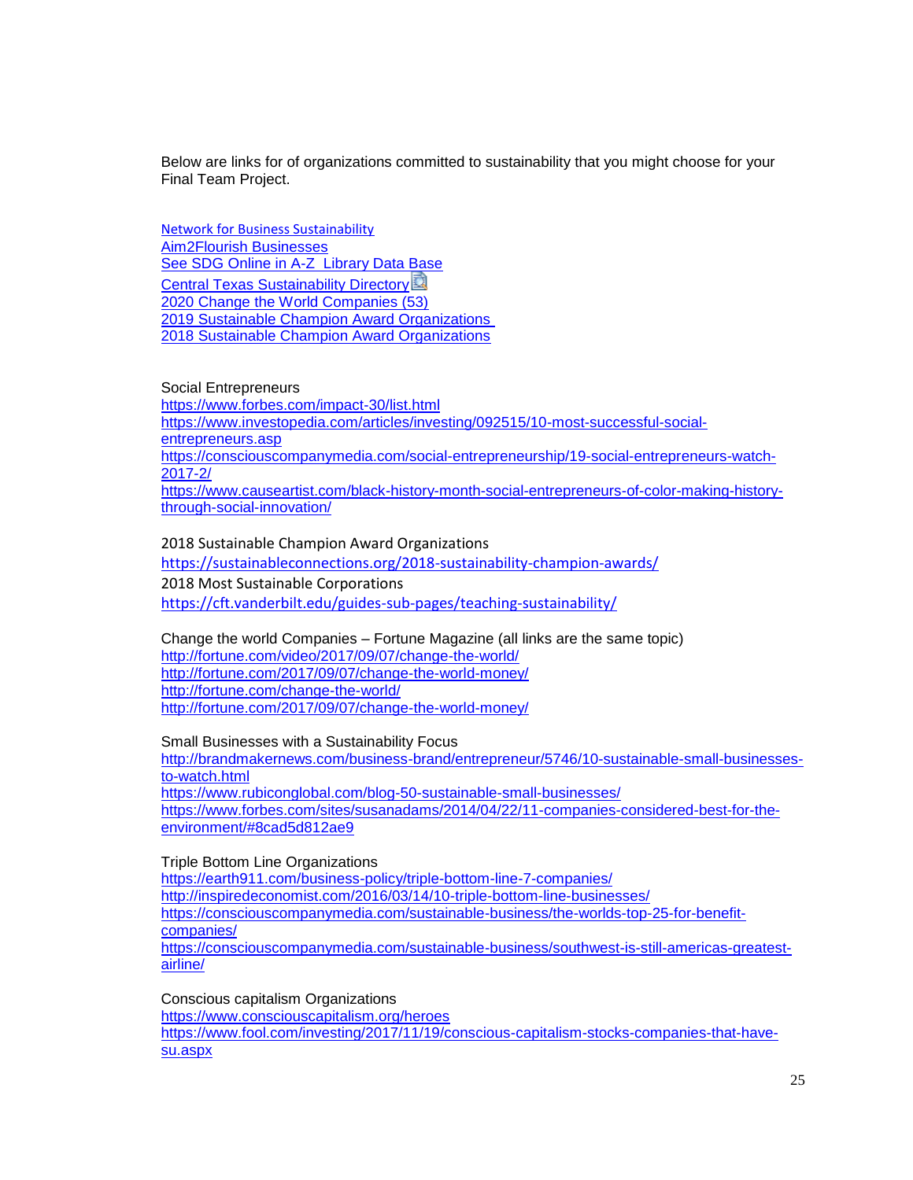Below are links for of organizations committed to sustainability that you might choose for your Final Team Project.

Network for Business Sustainability
Aim2Flourish Businesses
See SDG Online in A-Z Library Data Base
Central Texas Sustainability Directory
2020 Change the World Companies (53)
2019 Sustainable Champion Award Organizations
2018 Sustainable Champion Award Organizations

Social Entrepreneurs
https://www.forbes.com/impact-30/list.html
https://www.investopedia.com/articles/investing/092515/10-most-successful-social-entrepreneurs.asp
https://consciouscompanymedia.com/social-entrepreneurship/19-social-entrepreneurs-watch-2017-2/
https://www.causeartist.com/black-history-month-social-entrepreneurs-of-color-making-history-through-social-innovation/

2018 Sustainable Champion Award Organizations
https://sustainableconnections.org/2018-sustainability-champion-awards/
2018 Most Sustainable Corporations
https://cft.vanderbilt.edu/guides-sub-pages/teaching-sustainability/

Change the world Companies – Fortune Magazine (all links are the same topic)
http://fortune.com/video/2017/09/07/change-the-world/
http://fortune.com/2017/09/07/change-the-world-money/
http://fortune.com/change-the-world/
http://fortune.com/2017/09/07/change-the-world-money/

Small Businesses with a Sustainability Focus
http://brandmakernews.com/business-brand/entrepreneur/5746/10-sustainable-small-businesses-to-watch.html
https://www.rubiconglobal.com/blog-50-sustainable-small-businesses/
https://www.forbes.com/sites/susanadams/2014/04/22/11-companies-considered-best-for-the-environment/#8cad5d812ae9

Triple Bottom Line Organizations
https://earth911.com/business-policy/triple-bottom-line-7-companies/
http://inspiredeconomist.com/2016/03/14/10-triple-bottom-line-businesses/
https://consciouscompanymedia.com/sustainable-business/the-worlds-top-25-for-benefit-companies/
https://consciouscompanymedia.com/sustainable-business/southwest-is-still-americas-greatest-airline/

Conscious capitalism Organizations
https://www.consciouscapitalism.org/heroes
https://www.fool.com/investing/2017/11/19/conscious-capitalism-stocks-companies-that-have-su.aspx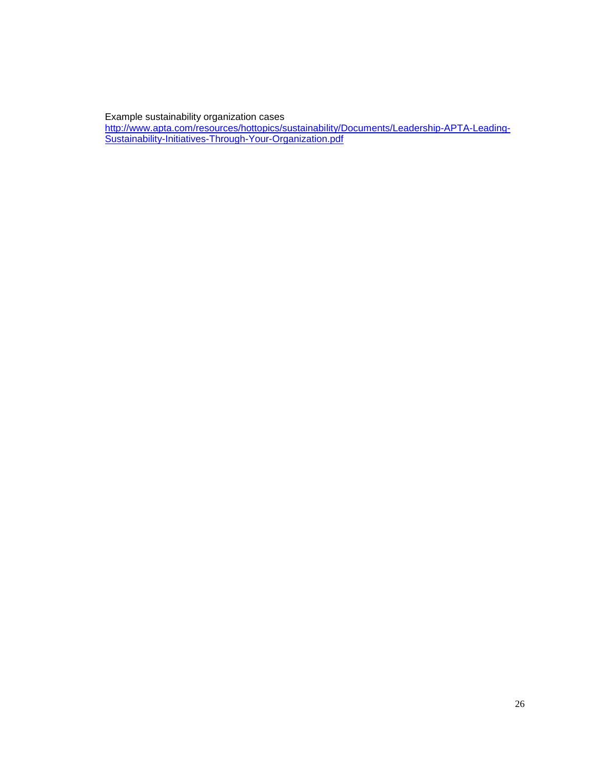Example sustainability organization cases
[http://www.apta.com/resources/hottopics/sustainability/Documents/Leadership-APTA-Leading-Sustainability-Initiatives-Through-Your-Organization.pdf](http://www.apta.com/resources/hottopics/sustainability/Documents/Leadership-APTA-Leading-Sustainability-Initiatives-Through-Your-Organization.pdf)